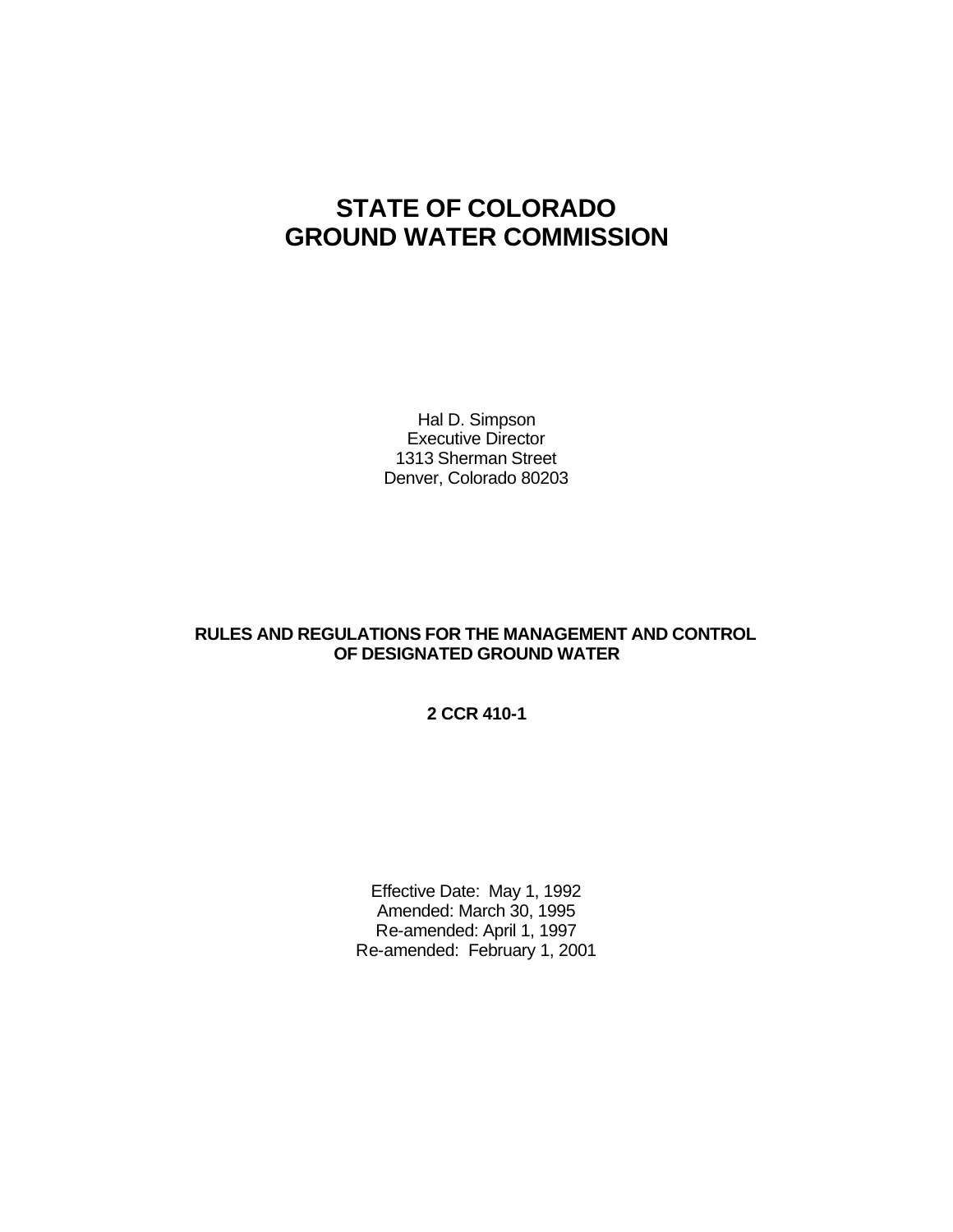# STATE OF COLORADO
# GROUND WATER COMMISSION

Hal D. Simpson
Executive Director
1313 Sherman Street
Denver, Colorado 80203

**RULES AND REGULATIONS FOR THE MANAGEMENT AND CONTROL OF DESIGNATED GROUND WATER**

**2 CCR 410-1**

Effective Date: May 1, 1992
Amended: March 30, 1995
Re-amended: April 1, 1997
Re-amended: February 1, 2001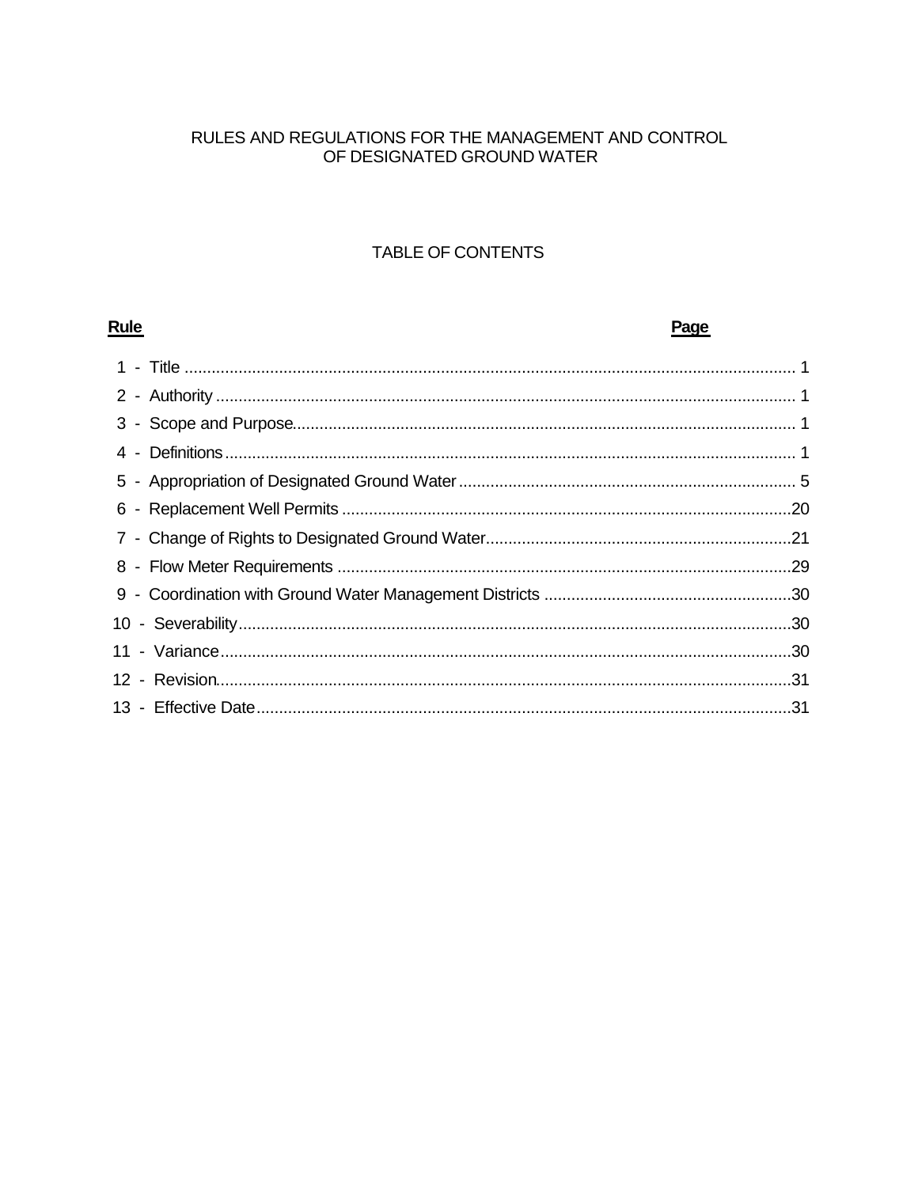# RULES AND REGULATIONS FOR THE MANAGEMENT AND CONTROL OF DESIGNATED GROUND WATER

## TABLE OF CONTENTS

| Rule | Page |
| --- | --- |
| 1 - Title | 1 |
| 2 - Authority | 1 |
| 3 - Scope and Purpose | 1 |
| 4 - Definitions | 1 |
| 5 - Appropriation of Designated Ground Water | 5 |
| 6 - Replacement Well Permits | 20 |
| 7 - Change of Rights to Designated Ground Water | 21 |
| 8 - Flow Meter Requirements | 29 |
| 9 - Coordination with Ground Water Management Districts | 30 |
| 10 - Severability | 30 |
| 11 - Variance | 30 |
| 12 - Revision | 31 |
| 13 - Effective Date | 31 |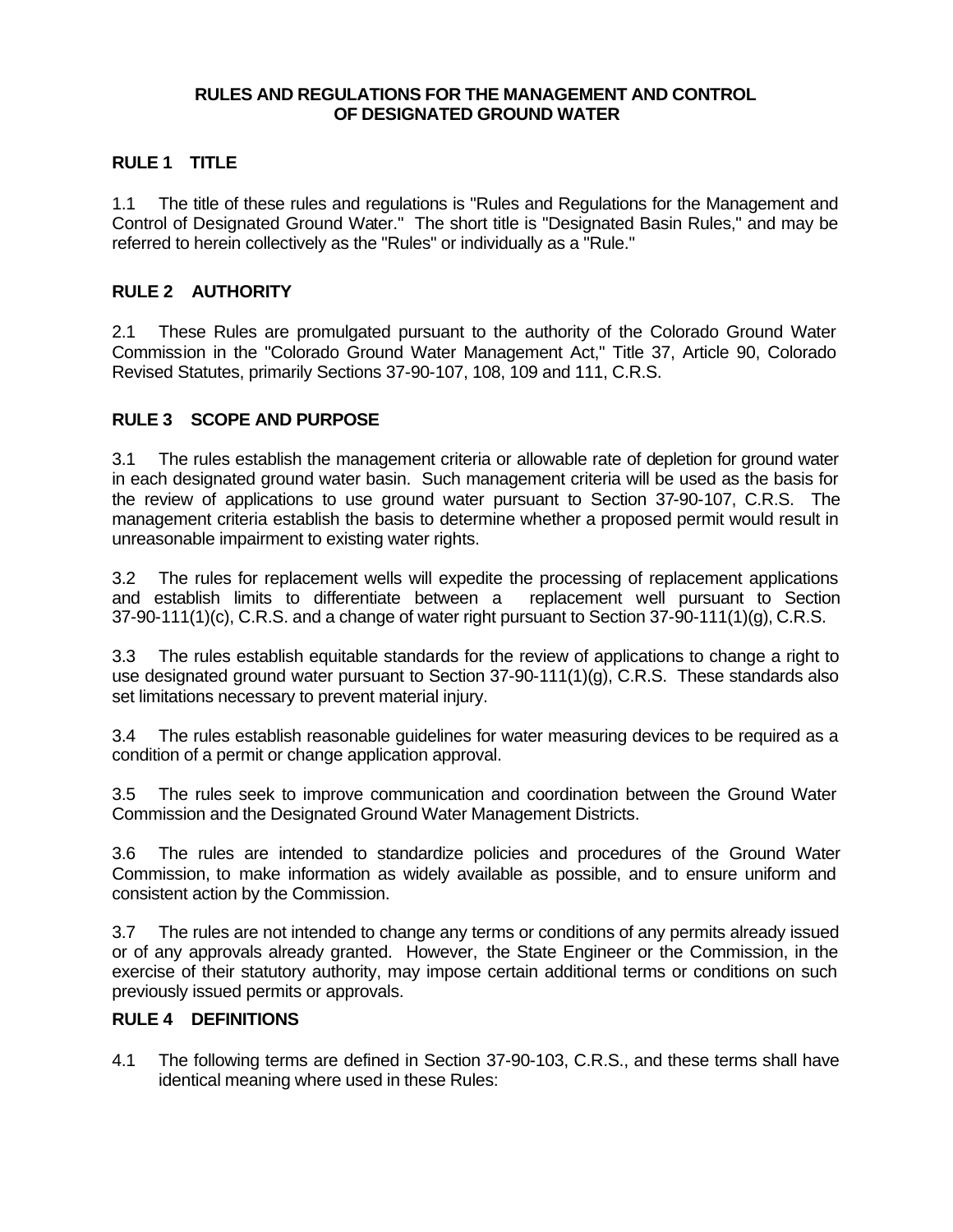# RULES AND REGULATIONS FOR THE MANAGEMENT AND CONTROL OF DESIGNATED GROUND WATER

## RULE 1 TITLE

1.1 The title of these rules and regulations is "Rules and Regulations for the Management and Control of Designated Ground Water." The short title is "Designated Basin Rules," and may be referred to herein collectively as the "Rules" or individually as a "Rule."

## RULE 2 AUTHORITY

2.1 These Rules are promulgated pursuant to the authority of the Colorado Ground Water Commission in the "Colorado Ground Water Management Act," Title 37, Article 90, Colorado Revised Statutes, primarily Sections 37-90-107, 108, 109 and 111, C.R.S.

## RULE 3 SCOPE AND PURPOSE

3.1 The rules establish the management criteria or allowable rate of depletion for ground water in each designated ground water basin. Such management criteria will be used as the basis for the review of applications to use ground water pursuant to Section 37-90-107, C.R.S. The management criteria establish the basis to determine whether a proposed permit would result in unreasonable impairment to existing water rights.

3.2 The rules for replacement wells will expedite the processing of replacement applications and establish limits to differentiate between a replacement well pursuant to Section 37-90-111(1)(c), C.R.S. and a change of water right pursuant to Section 37-90-111(1)(g), C.R.S.

3.3 The rules establish equitable standards for the review of applications to change a right to use designated ground water pursuant to Section 37-90-111(1)(g), C.R.S. These standards also set limitations necessary to prevent material injury.

3.4 The rules establish reasonable guidelines for water measuring devices to be required as a condition of a permit or change application approval.

3.5 The rules seek to improve communication and coordination between the Ground Water Commission and the Designated Ground Water Management Districts.

3.6 The rules are intended to standardize policies and procedures of the Ground Water Commission, to make information as widely available as possible, and to ensure uniform and consistent action by the Commission.

3.7 The rules are not intended to change any terms or conditions of any permits already issued or of any approvals already granted. However, the State Engineer or the Commission, in the exercise of their statutory authority, may impose certain additional terms or conditions on such previously issued permits or approvals.

## RULE 4 DEFINITIONS

4.1 The following terms are defined in Section 37-90-103, C.R.S., and these terms shall have identical meaning where used in these Rules: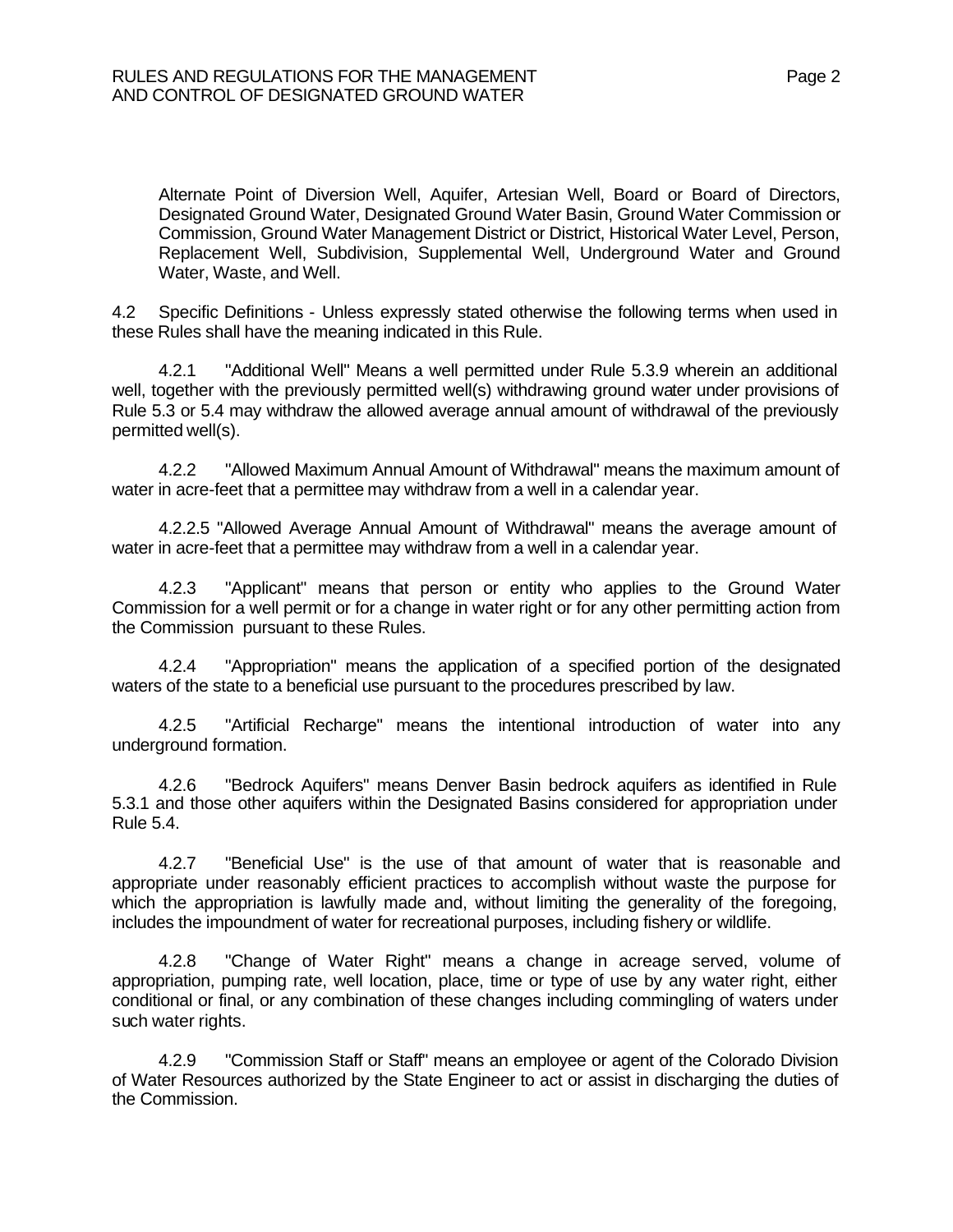Alternate Point of Diversion Well, Aquifer, Artesian Well, Board or Board of Directors, Designated Ground Water, Designated Ground Water Basin, Ground Water Commission or Commission, Ground Water Management District or District, Historical Water Level, Person, Replacement Well, Subdivision, Supplemental Well, Underground Water and Ground Water, Waste, and Well.

4.2 Specific Definitions - Unless expressly stated otherwise the following terms when used in these Rules shall have the meaning indicated in this Rule.

4.2.1 "Additional Well" Means a well permitted under Rule 5.3.9 wherein an additional well, together with the previously permitted well(s) withdrawing ground water under provisions of Rule 5.3 or 5.4 may withdraw the allowed average annual amount of withdrawal of the previously permitted well(s).

4.2.2 "Allowed Maximum Annual Amount of Withdrawal" means the maximum amount of water in acre-feet that a permittee may withdraw from a well in a calendar year.

4.2.2.5 "Allowed Average Annual Amount of Withdrawal" means the average amount of water in acre-feet that a permittee may withdraw from a well in a calendar year.

4.2.3 "Applicant" means that person or entity who applies to the Ground Water Commission for a well permit or for a change in water right or for any other permitting action from the Commission pursuant to these Rules.

4.2.4 "Appropriation" means the application of a specified portion of the designated waters of the state to a beneficial use pursuant to the procedures prescribed by law.

4.2.5 "Artificial Recharge" means the intentional introduction of water into any underground formation.

4.2.6 "Bedrock Aquifers" means Denver Basin bedrock aquifers as identified in Rule 5.3.1 and those other aquifers within the Designated Basins considered for appropriation under Rule 5.4.

4.2.7 "Beneficial Use" is the use of that amount of water that is reasonable and appropriate under reasonably efficient practices to accomplish without waste the purpose for which the appropriation is lawfully made and, without limiting the generality of the foregoing, includes the impoundment of water for recreational purposes, including fishery or wildlife.

4.2.8 "Change of Water Right" means a change in acreage served, volume of appropriation, pumping rate, well location, place, time or type of use by any water right, either conditional or final, or any combination of these changes including commingling of waters under such water rights.

4.2.9 "Commission Staff or Staff" means an employee or agent of the Colorado Division of Water Resources authorized by the State Engineer to act or assist in discharging the duties of the Commission.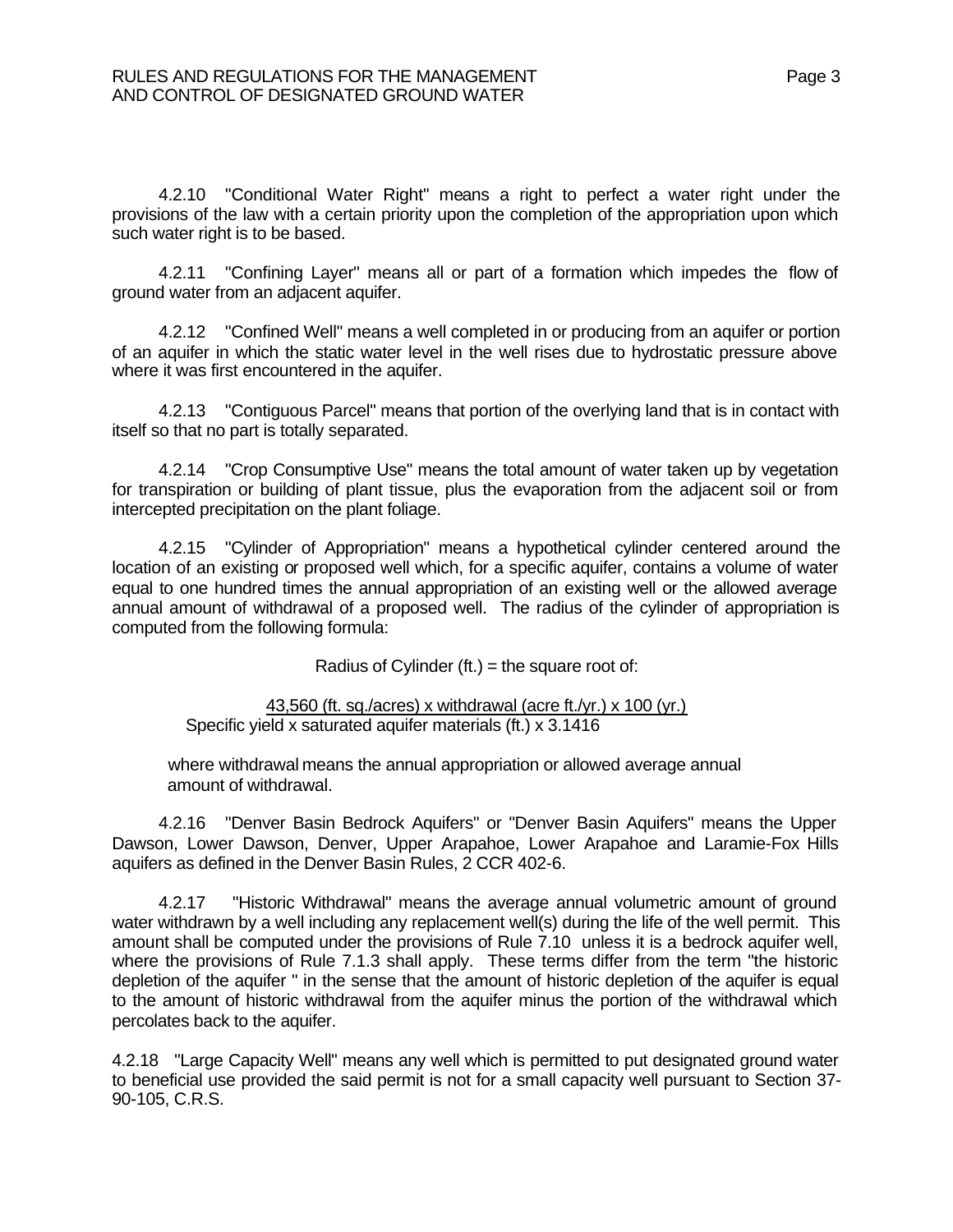4.2.10 "Conditional Water Right" means a right to perfect a water right under the provisions of the law with a certain priority upon the completion of the appropriation upon which such water right is to be based.

4.2.11 "Confining Layer" means all or part of a formation which impedes the flow of ground water from an adjacent aquifer.

4.2.12 "Confined Well" means a well completed in or producing from an aquifer or portion of an aquifer in which the static water level in the well rises due to hydrostatic pressure above where it was first encountered in the aquifer.

4.2.13 "Contiguous Parcel" means that portion of the overlying land that is in contact with itself so that no part is totally separated.

4.2.14 "Crop Consumptive Use" means the total amount of water taken up by vegetation for transpiration or building of plant tissue, plus the evaporation from the adjacent soil or from intercepted precipitation on the plant foliage.

4.2.15 "Cylinder of Appropriation" means a hypothetical cylinder centered around the location of an existing or proposed well which, for a specific aquifer, contains a volume of water equal to one hundred times the annual appropriation of an existing well or the allowed average annual amount of withdrawal of a proposed well. The radius of the cylinder of appropriation is computed from the following formula:

Radius of Cylinder (ft.) = the square root of:

$$\frac{43{,}560 \text{ (ft. sq./acres)} \times \text{withdrawal (acre ft./yr.)} \times 100 \text{ (yr.)}}{\text{Specific yield} \times \text{saturated aquifer materials (ft.)} \times 3.1416}$$

where withdrawal means the annual appropriation or allowed average annual amount of withdrawal.

4.2.16 "Denver Basin Bedrock Aquifers" or "Denver Basin Aquifers" means the Upper Dawson, Lower Dawson, Denver, Upper Arapahoe, Lower Arapahoe and Laramie-Fox Hills aquifers as defined in the Denver Basin Rules, 2 CCR 402-6.

4.2.17 "Historic Withdrawal" means the average annual volumetric amount of ground water withdrawn by a well including any replacement well(s) during the life of the well permit. This amount shall be computed under the provisions of Rule 7.10 unless it is a bedrock aquifer well, where the provisions of Rule 7.1.3 shall apply. These terms differ from the term "the historic depletion of the aquifer " in the sense that the amount of historic depletion of the aquifer is equal to the amount of historic withdrawal from the aquifer minus the portion of the withdrawal which percolates back to the aquifer.

4.2.18 "Large Capacity Well" means any well which is permitted to put designated ground water to beneficial use provided the said permit is not for a small capacity well pursuant to Section 37-90-105, C.R.S.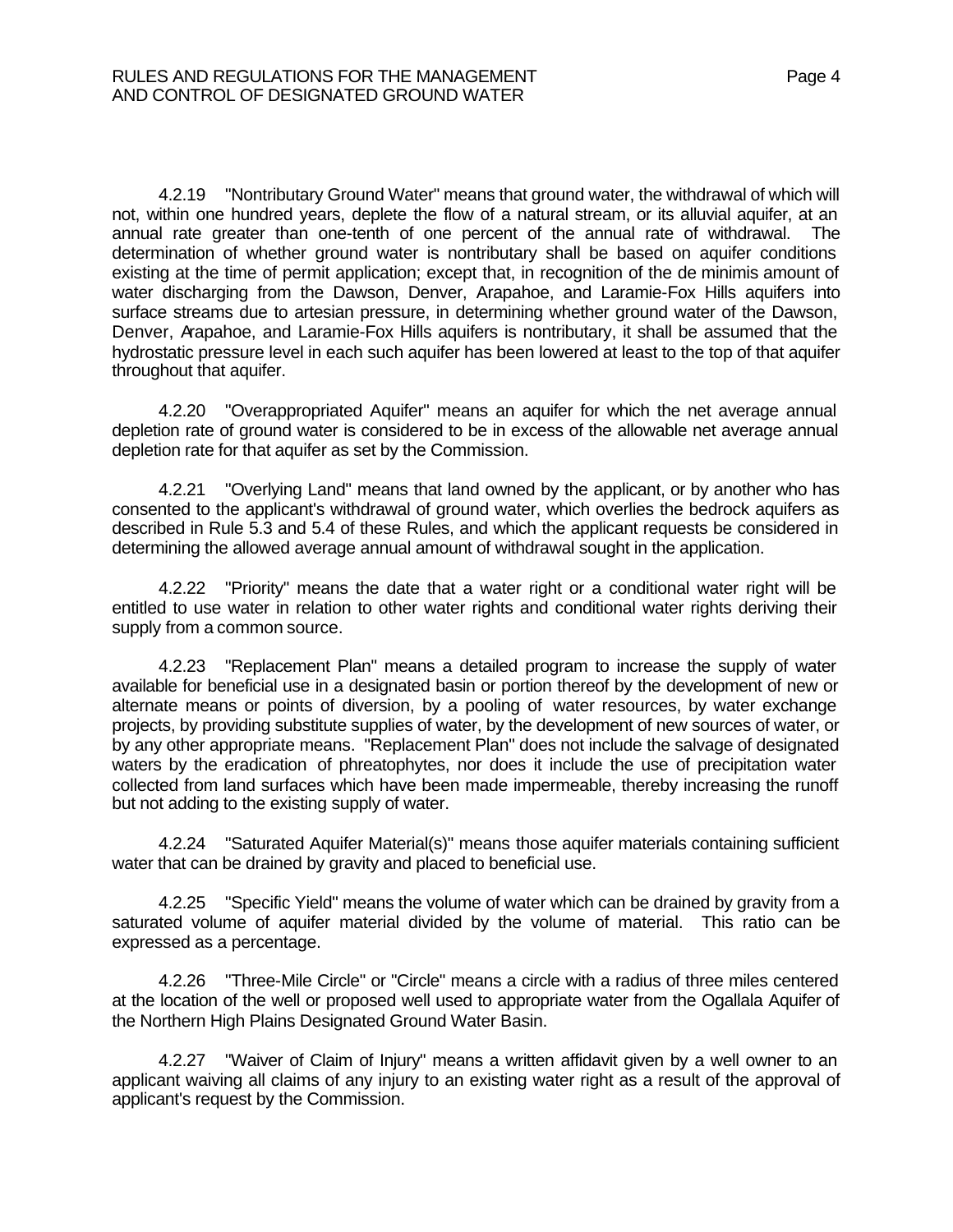4.2.19 "Nontributary Ground Water" means that ground water, the withdrawal of which will not, within one hundred years, deplete the flow of a natural stream, or its alluvial aquifer, at an annual rate greater than one-tenth of one percent of the annual rate of withdrawal. The determination of whether ground water is nontributary shall be based on aquifer conditions existing at the time of permit application; except that, in recognition of the de minimis amount of water discharging from the Dawson, Denver, Arapahoe, and Laramie-Fox Hills aquifers into surface streams due to artesian pressure, in determining whether ground water of the Dawson, Denver, Arapahoe, and Laramie-Fox Hills aquifers is nontributary, it shall be assumed that the hydrostatic pressure level in each such aquifer has been lowered at least to the top of that aquifer throughout that aquifer.

4.2.20 "Overappropriated Aquifer" means an aquifer for which the net average annual depletion rate of ground water is considered to be in excess of the allowable net average annual depletion rate for that aquifer as set by the Commission.

4.2.21 "Overlying Land" means that land owned by the applicant, or by another who has consented to the applicant's withdrawal of ground water, which overlies the bedrock aquifers as described in Rule 5.3 and 5.4 of these Rules, and which the applicant requests be considered in determining the allowed average annual amount of withdrawal sought in the application.

4.2.22 "Priority" means the date that a water right or a conditional water right will be entitled to use water in relation to other water rights and conditional water rights deriving their supply from a common source.

4.2.23 "Replacement Plan" means a detailed program to increase the supply of water available for beneficial use in a designated basin or portion thereof by the development of new or alternate means or points of diversion, by a pooling of water resources, by water exchange projects, by providing substitute supplies of water, by the development of new sources of water, or by any other appropriate means. "Replacement Plan" does not include the salvage of designated waters by the eradication of phreatophytes, nor does it include the use of precipitation water collected from land surfaces which have been made impermeable, thereby increasing the runoff but not adding to the existing supply of water.

4.2.24 "Saturated Aquifer Material(s)" means those aquifer materials containing sufficient water that can be drained by gravity and placed to beneficial use.

4.2.25 "Specific Yield" means the volume of water which can be drained by gravity from a saturated volume of aquifer material divided by the volume of material. This ratio can be expressed as a percentage.

4.2.26 "Three-Mile Circle" or "Circle" means a circle with a radius of three miles centered at the location of the well or proposed well used to appropriate water from the Ogallala Aquifer of the Northern High Plains Designated Ground Water Basin.

4.2.27 "Waiver of Claim of Injury" means a written affidavit given by a well owner to an applicant waiving all claims of any injury to an existing water right as a result of the approval of applicant's request by the Commission.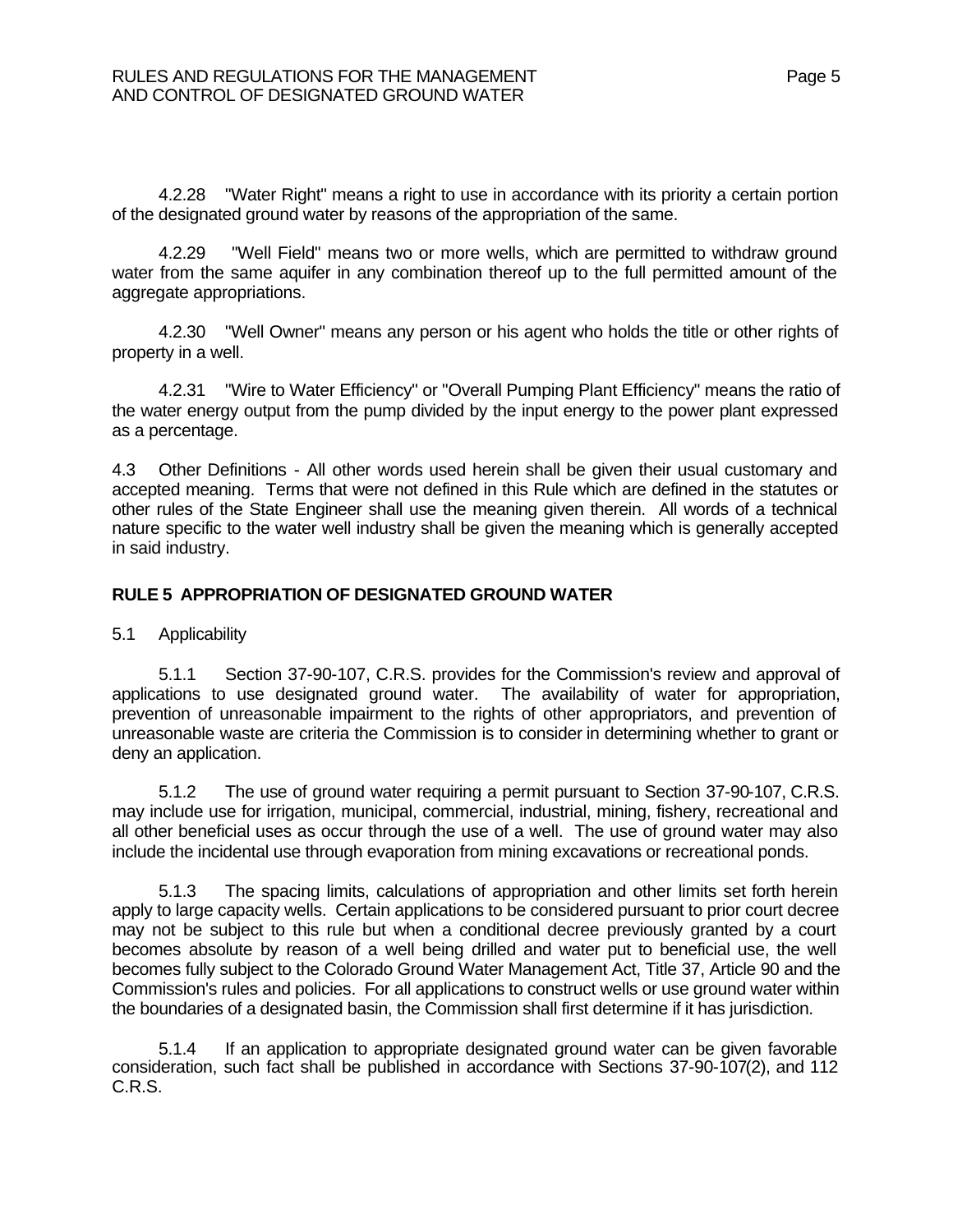4.2.28 "Water Right" means a right to use in accordance with its priority a certain portion of the designated ground water by reasons of the appropriation of the same.

4.2.29 "Well Field" means two or more wells, which are permitted to withdraw ground water from the same aquifer in any combination thereof up to the full permitted amount of the aggregate appropriations.

4.2.30 "Well Owner" means any person or his agent who holds the title or other rights of property in a well.

4.2.31 "Wire to Water Efficiency" or "Overall Pumping Plant Efficiency" means the ratio of the water energy output from the pump divided by the input energy to the power plant expressed as a percentage.

4.3 Other Definitions - All other words used herein shall be given their usual customary and accepted meaning. Terms that were not defined in this Rule which are defined in the statutes or other rules of the State Engineer shall use the meaning given therein. All words of a technical nature specific to the water well industry shall be given the meaning which is generally accepted in said industry.

## RULE 5 APPROPRIATION OF DESIGNATED GROUND WATER

5.1 Applicability

5.1.1 Section 37-90-107, C.R.S. provides for the Commission's review and approval of applications to use designated ground water. The availability of water for appropriation, prevention of unreasonable impairment to the rights of other appropriators, and prevention of unreasonable waste are criteria the Commission is to consider in determining whether to grant or deny an application.

5.1.2 The use of ground water requiring a permit pursuant to Section 37-90-107, C.R.S. may include use for irrigation, municipal, commercial, industrial, mining, fishery, recreational and all other beneficial uses as occur through the use of a well. The use of ground water may also include the incidental use through evaporation from mining excavations or recreational ponds.

5.1.3 The spacing limits, calculations of appropriation and other limits set forth herein apply to large capacity wells. Certain applications to be considered pursuant to prior court decree may not be subject to this rule but when a conditional decree previously granted by a court becomes absolute by reason of a well being drilled and water put to beneficial use, the well becomes fully subject to the Colorado Ground Water Management Act, Title 37, Article 90 and the Commission's rules and policies. For all applications to construct wells or use ground water within the boundaries of a designated basin, the Commission shall first determine if it has jurisdiction.

5.1.4 If an application to appropriate designated ground water can be given favorable consideration, such fact shall be published in accordance with Sections 37-90-107(2), and 112 C.R.S.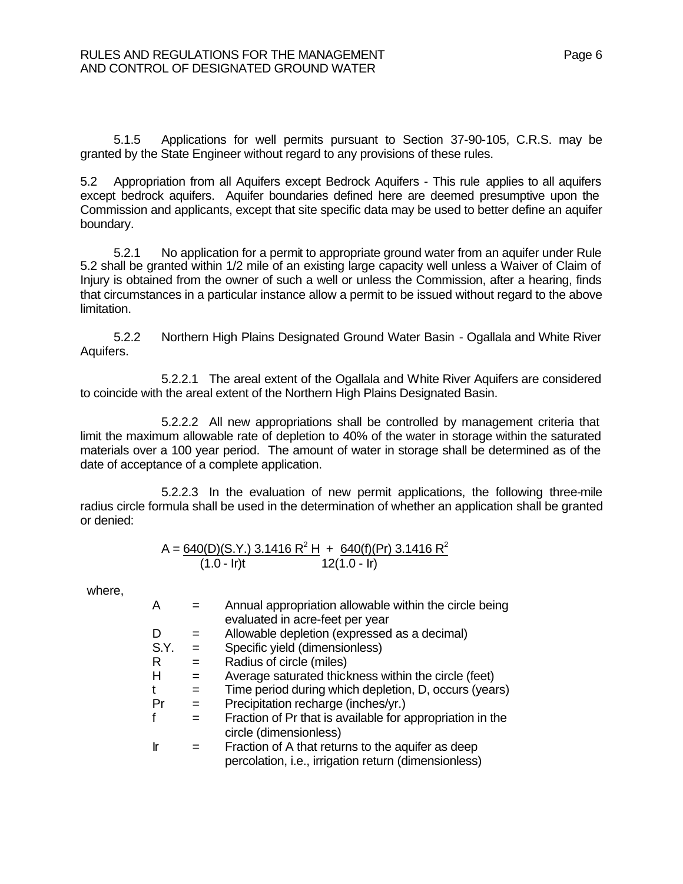5.1.5 Applications for well permits pursuant to Section 37-90-105, C.R.S. may be granted by the State Engineer without regard to any provisions of these rules.

5.2 Appropriation from all Aquifers except Bedrock Aquifers - This rule applies to all aquifers except bedrock aquifers. Aquifer boundaries defined here are deemed presumptive upon the Commission and applicants, except that site specific data may be used to better define an aquifer boundary.

5.2.1 No application for a permit to appropriate ground water from an aquifer under Rule 5.2 shall be granted within 1/2 mile of an existing large capacity well unless a Waiver of Claim of Injury is obtained from the owner of such a well or unless the Commission, after a hearing, finds that circumstances in a particular instance allow a permit to be issued without regard to the above limitation.

5.2.2 Northern High Plains Designated Ground Water Basin - Ogallala and White River Aquifers.

5.2.2.1 The areal extent of the Ogallala and White River Aquifers are considered to coincide with the areal extent of the Northern High Plains Designated Basin.

5.2.2.2 All new appropriations shall be controlled by management criteria that limit the maximum allowable rate of depletion to 40% of the water in storage within the saturated materials over a 100 year period. The amount of water in storage shall be determined as of the date of acceptance of a complete application.

5.2.2.3 In the evaluation of new permit applications, the following three-mile radius circle formula shall be used in the determination of whether an application shall be granted or denied:

$$A = \frac{640(D)(S.Y.)\ 3.1416\ R^2\ H}{(1.0 - Ir)t} + \frac{640(f)(Pr)\ 3.1416\ R^2}{12(1.0 - Ir)}$$

where,

| | | |
|---|---|---|
| A | = | Annual appropriation allowable within the circle being evaluated in acre-feet per year |
| D | = | Allowable depletion (expressed as a decimal) |
| S.Y. | = | Specific yield (dimensionless) |
| R | = | Radius of circle (miles) |
| H | = | Average saturated thickness within the circle (feet) |
| t | = | Time period during which depletion, D, occurs (years) |
| Pr | = | Precipitation recharge (inches/yr.) |
| f | = | Fraction of Pr that is available for appropriation in the circle (dimensionless) |
| Ir | = | Fraction of A that returns to the aquifer as deep percolation, i.e., irrigation return (dimensionless) |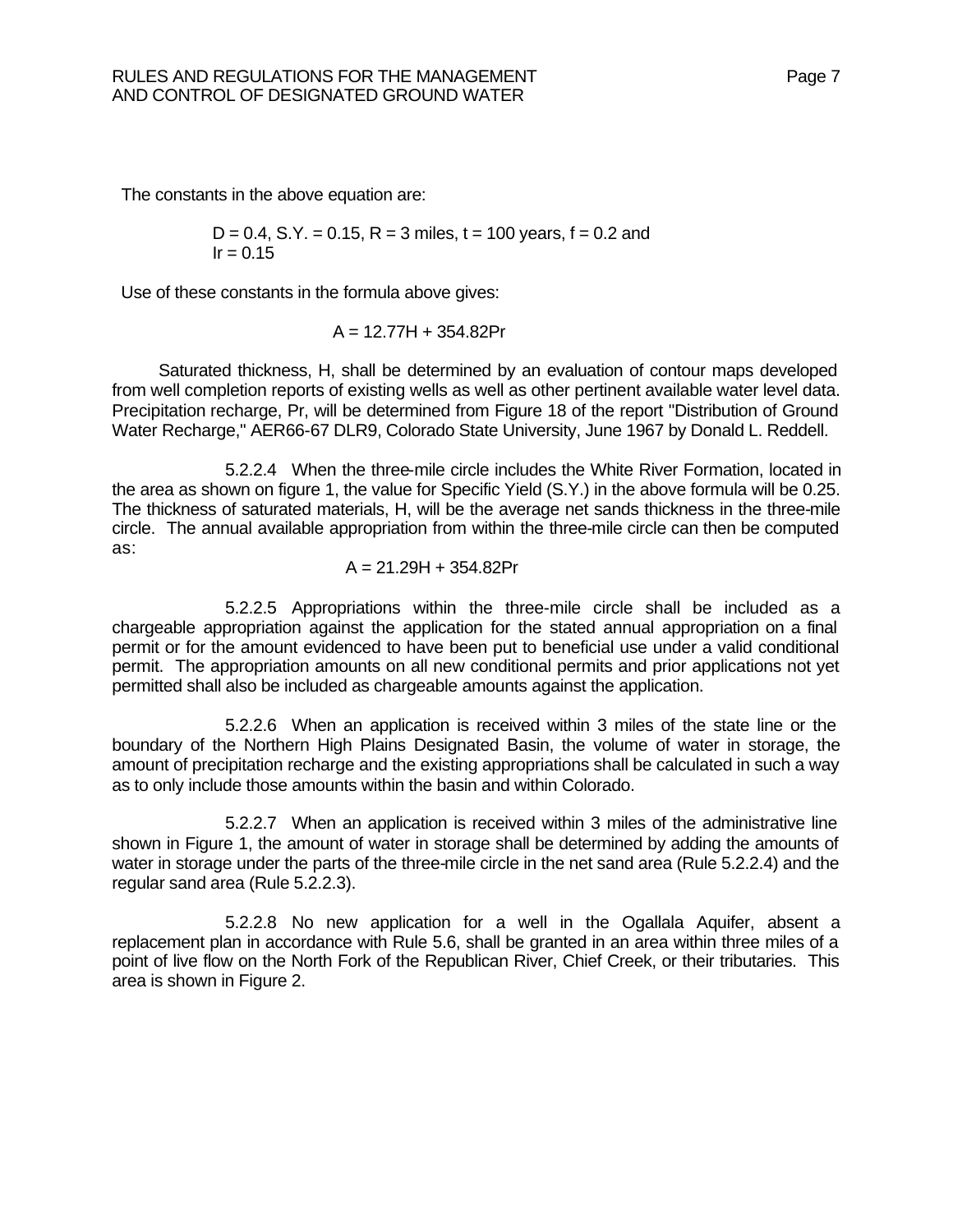The constants in the above equation are:

$D = 0.4$, $S.Y. = 0.15$, $R = 3$ miles, $t = 100$ years, $f = 0.2$ and $Ir = 0.15$

Use of these constants in the formula above gives:

$$A = 12.77H + 354.82Pr$$

Saturated thickness, H, shall be determined by an evaluation of contour maps developed from well completion reports of existing wells as well as other pertinent available water level data. Precipitation recharge, Pr, will be determined from Figure 18 of the report "Distribution of Ground Water Recharge," AER66-67 DLR9, Colorado State University, June 1967 by Donald L. Reddell.

5.2.2.4 When the three-mile circle includes the White River Formation, located in the area as shown on figure 1, the value for Specific Yield (S.Y.) in the above formula will be 0.25. The thickness of saturated materials, H, will be the average net sands thickness in the three-mile circle. The annual available appropriation from within the three-mile circle can then be computed as:

$$A = 21.29H + 354.82Pr$$

5.2.2.5 Appropriations within the three-mile circle shall be included as a chargeable appropriation against the application for the stated annual appropriation on a final permit or for the amount evidenced to have been put to beneficial use under a valid conditional permit. The appropriation amounts on all new conditional permits and prior applications not yet permitted shall also be included as chargeable amounts against the application.

5.2.2.6 When an application is received within 3 miles of the state line or the boundary of the Northern High Plains Designated Basin, the volume of water in storage, the amount of precipitation recharge and the existing appropriations shall be calculated in such a way as to only include those amounts within the basin and within Colorado.

5.2.2.7 When an application is received within 3 miles of the administrative line shown in Figure 1, the amount of water in storage shall be determined by adding the amounts of water in storage under the parts of the three-mile circle in the net sand area (Rule 5.2.2.4) and the regular sand area (Rule 5.2.2.3).

5.2.2.8 No new application for a well in the Ogallala Aquifer, absent a replacement plan in accordance with Rule 5.6, shall be granted in an area within three miles of a point of live flow on the North Fork of the Republican River, Chief Creek, or their tributaries. This area is shown in Figure 2.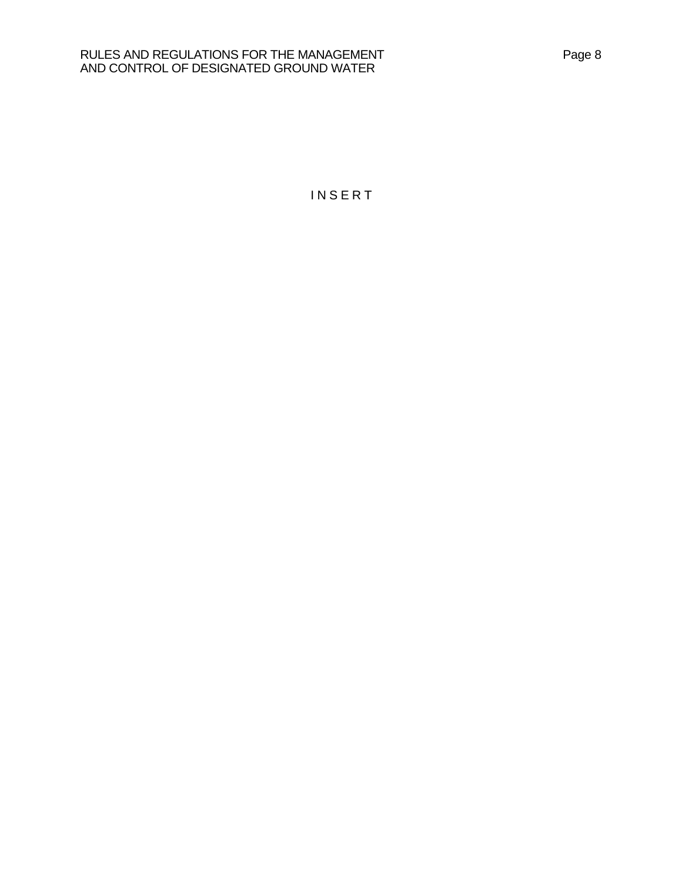I N S E R T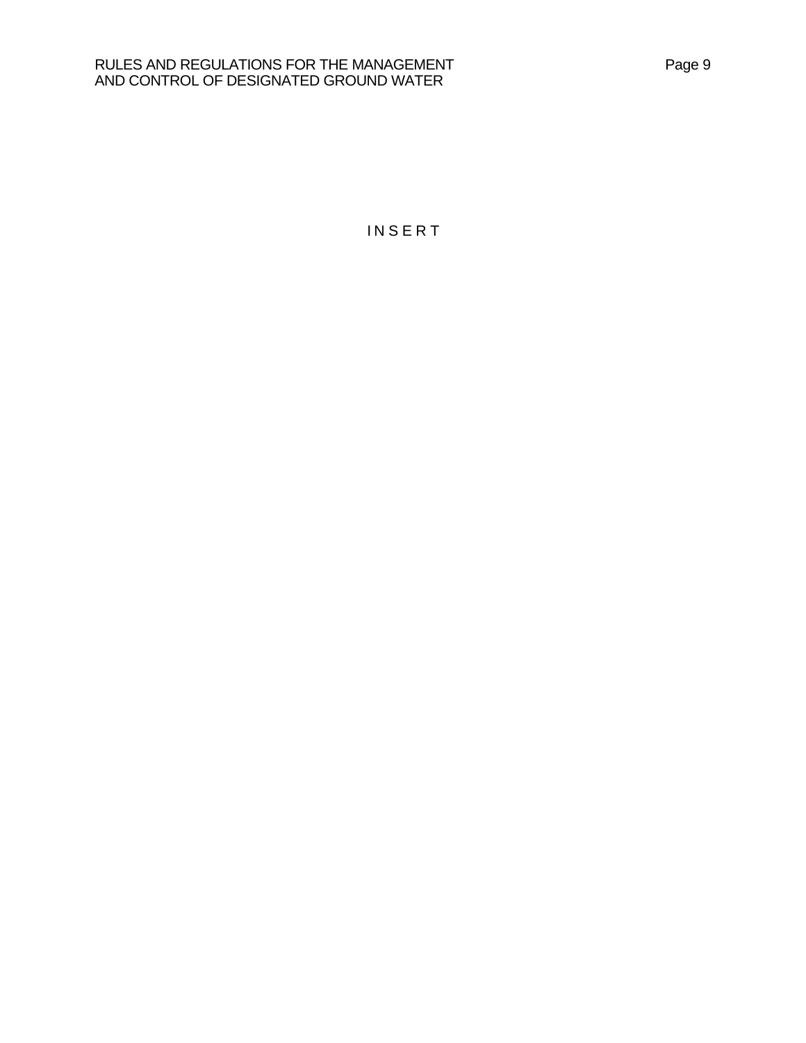I N S E R T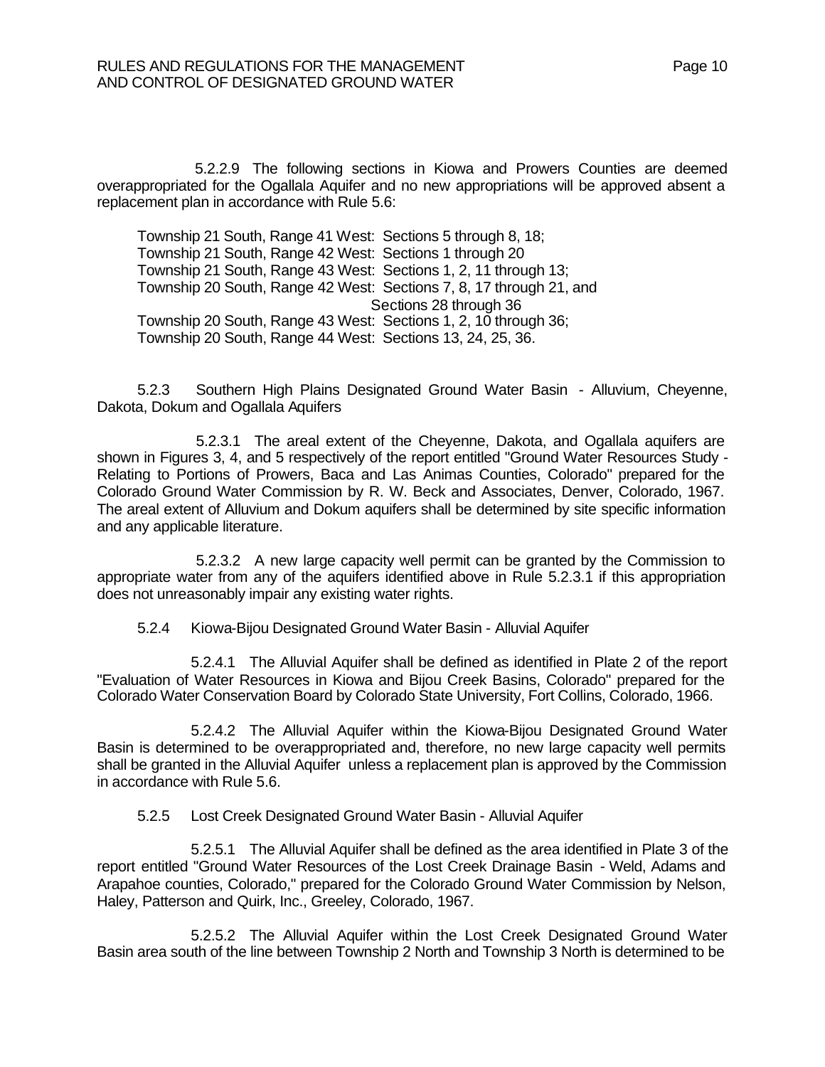5.2.2.9 The following sections in Kiowa and Prowers Counties are deemed overappropriated for the Ogallala Aquifer and no new appropriations will be approved absent a replacement plan in accordance with Rule 5.6:

Township 21 South, Range 41 West: Sections 5 through 8, 18;
Township 21 South, Range 42 West: Sections 1 through 20
Township 21 South, Range 43 West: Sections 1, 2, 11 through 13;
Township 20 South, Range 42 West: Sections 7, 8, 17 through 21, and Sections 28 through 36
Township 20 South, Range 43 West: Sections 1, 2, 10 through 36;
Township 20 South, Range 44 West: Sections 13, 24, 25, 36.

5.2.3 Southern High Plains Designated Ground Water Basin - Alluvium, Cheyenne, Dakota, Dokum and Ogallala Aquifers

5.2.3.1 The areal extent of the Cheyenne, Dakota, and Ogallala aquifers are shown in Figures 3, 4, and 5 respectively of the report entitled "Ground Water Resources Study - Relating to Portions of Prowers, Baca and Las Animas Counties, Colorado" prepared for the Colorado Ground Water Commission by R. W. Beck and Associates, Denver, Colorado, 1967. The areal extent of Alluvium and Dokum aquifers shall be determined by site specific information and any applicable literature.

5.2.3.2 A new large capacity well permit can be granted by the Commission to appropriate water from any of the aquifers identified above in Rule 5.2.3.1 if this appropriation does not unreasonably impair any existing water rights.

5.2.4 Kiowa-Bijou Designated Ground Water Basin - Alluvial Aquifer

5.2.4.1 The Alluvial Aquifer shall be defined as identified in Plate 2 of the report "Evaluation of Water Resources in Kiowa and Bijou Creek Basins, Colorado" prepared for the Colorado Water Conservation Board by Colorado State University, Fort Collins, Colorado, 1966.

5.2.4.2 The Alluvial Aquifer within the Kiowa-Bijou Designated Ground Water Basin is determined to be overappropriated and, therefore, no new large capacity well permits shall be granted in the Alluvial Aquifer unless a replacement plan is approved by the Commission in accordance with Rule 5.6.

5.2.5 Lost Creek Designated Ground Water Basin - Alluvial Aquifer

5.2.5.1 The Alluvial Aquifer shall be defined as the area identified in Plate 3 of the report entitled "Ground Water Resources of the Lost Creek Drainage Basin - Weld, Adams and Arapahoe counties, Colorado," prepared for the Colorado Ground Water Commission by Nelson, Haley, Patterson and Quirk, Inc., Greeley, Colorado, 1967.

5.2.5.2 The Alluvial Aquifer within the Lost Creek Designated Ground Water Basin area south of the line between Township 2 North and Township 3 North is determined to be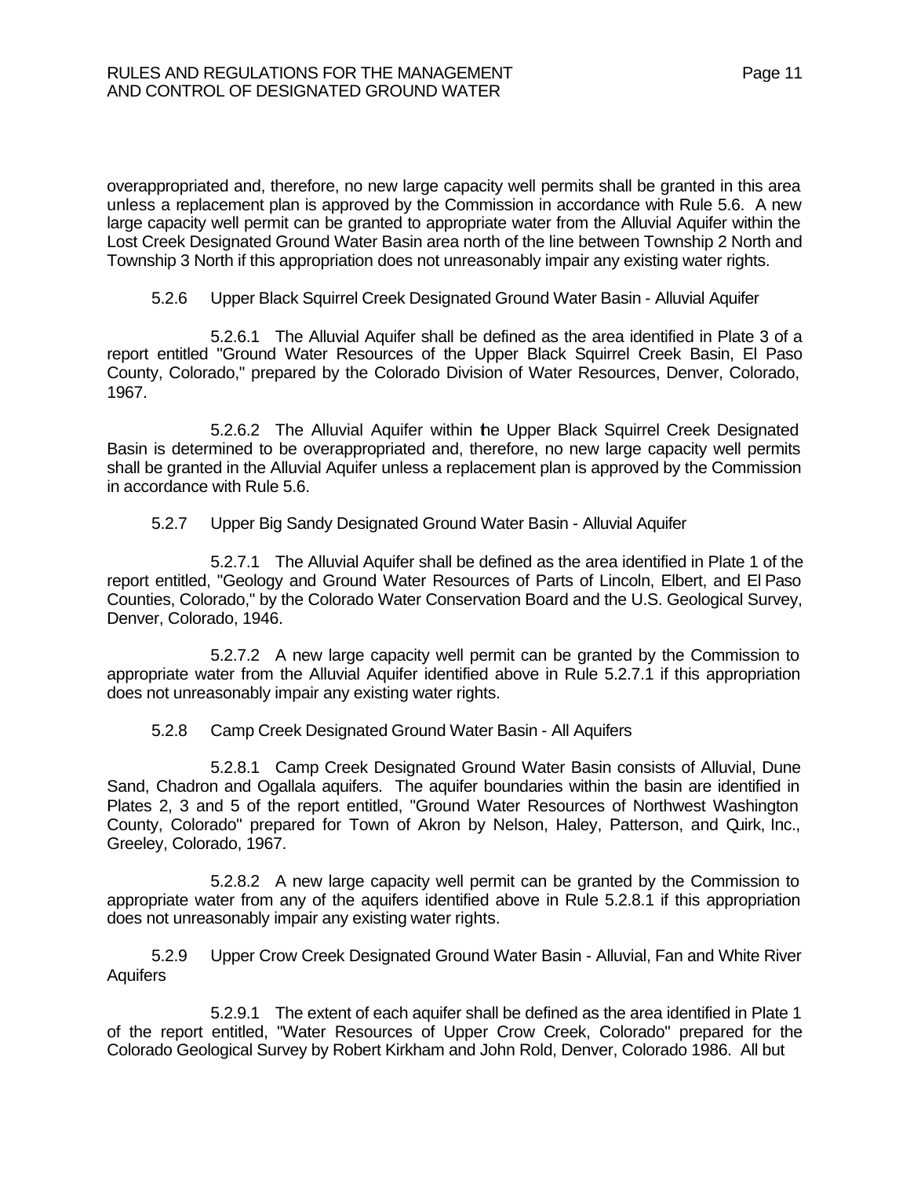overappropriated and, therefore, no new large capacity well permits shall be granted in this area unless a replacement plan is approved by the Commission in accordance with Rule 5.6. A new large capacity well permit can be granted to appropriate water from the Alluvial Aquifer within the Lost Creek Designated Ground Water Basin area north of the line between Township 2 North and Township 3 North if this appropriation does not unreasonably impair any existing water rights.

5.2.6 Upper Black Squirrel Creek Designated Ground Water Basin - Alluvial Aquifer

5.2.6.1 The Alluvial Aquifer shall be defined as the area identified in Plate 3 of a report entitled "Ground Water Resources of the Upper Black Squirrel Creek Basin, El Paso County, Colorado," prepared by the Colorado Division of Water Resources, Denver, Colorado, 1967.

5.2.6.2 The Alluvial Aquifer within the Upper Black Squirrel Creek Designated Basin is determined to be overappropriated and, therefore, no new large capacity well permits shall be granted in the Alluvial Aquifer unless a replacement plan is approved by the Commission in accordance with Rule 5.6.

5.2.7 Upper Big Sandy Designated Ground Water Basin - Alluvial Aquifer

5.2.7.1 The Alluvial Aquifer shall be defined as the area identified in Plate 1 of the report entitled, "Geology and Ground Water Resources of Parts of Lincoln, Elbert, and El Paso Counties, Colorado," by the Colorado Water Conservation Board and the U.S. Geological Survey, Denver, Colorado, 1946.

5.2.7.2 A new large capacity well permit can be granted by the Commission to appropriate water from the Alluvial Aquifer identified above in Rule 5.2.7.1 if this appropriation does not unreasonably impair any existing water rights.

5.2.8 Camp Creek Designated Ground Water Basin - All Aquifers

5.2.8.1 Camp Creek Designated Ground Water Basin consists of Alluvial, Dune Sand, Chadron and Ogallala aquifers. The aquifer boundaries within the basin are identified in Plates 2, 3 and 5 of the report entitled, "Ground Water Resources of Northwest Washington County, Colorado" prepared for Town of Akron by Nelson, Haley, Patterson, and Quirk, Inc., Greeley, Colorado, 1967.

5.2.8.2 A new large capacity well permit can be granted by the Commission to appropriate water from any of the aquifers identified above in Rule 5.2.8.1 if this appropriation does not unreasonably impair any existing water rights.

5.2.9 Upper Crow Creek Designated Ground Water Basin - Alluvial, Fan and White River Aquifers

5.2.9.1 The extent of each aquifer shall be defined as the area identified in Plate 1 of the report entitled, "Water Resources of Upper Crow Creek, Colorado" prepared for the Colorado Geological Survey by Robert Kirkham and John Rold, Denver, Colorado 1986. All but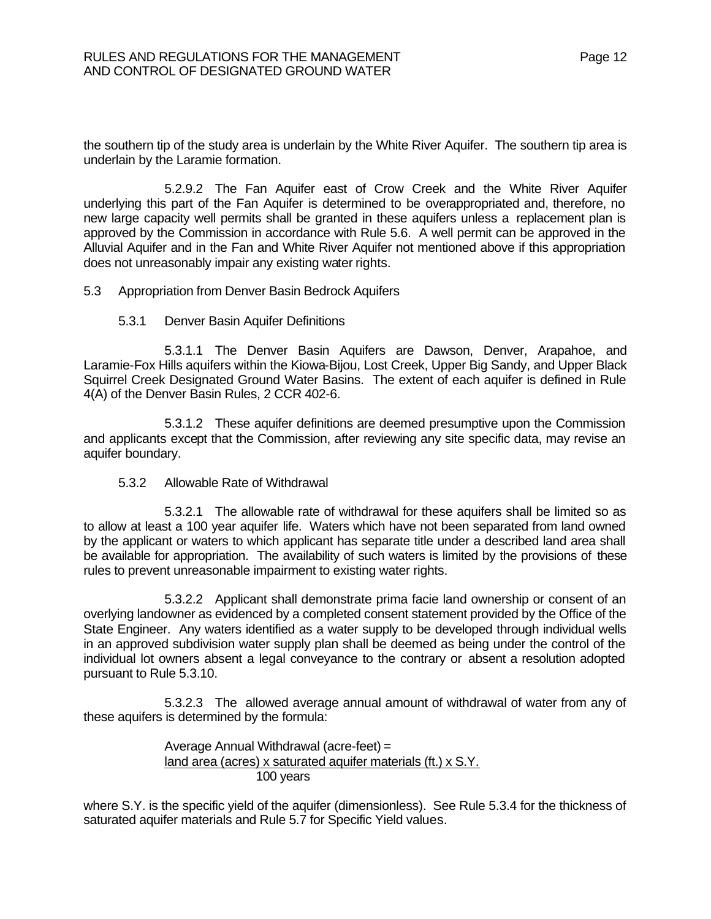the southern tip of the study area is underlain by the White River Aquifer. The southern tip area is underlain by the Laramie formation.

5.2.9.2 The Fan Aquifer east of Crow Creek and the White River Aquifer underlying this part of the Fan Aquifer is determined to be overappropriated and, therefore, no new large capacity well permits shall be granted in these aquifers unless a replacement plan is approved by the Commission in accordance with Rule 5.6. A well permit can be approved in the Alluvial Aquifer and in the Fan and White River Aquifer not mentioned above if this appropriation does not unreasonably impair any existing water rights.

5.3 Appropriation from Denver Basin Bedrock Aquifers

5.3.1 Denver Basin Aquifer Definitions

5.3.1.1 The Denver Basin Aquifers are Dawson, Denver, Arapahoe, and Laramie-Fox Hills aquifers within the Kiowa-Bijou, Lost Creek, Upper Big Sandy, and Upper Black Squirrel Creek Designated Ground Water Basins. The extent of each aquifer is defined in Rule 4(A) of the Denver Basin Rules, 2 CCR 402-6.

5.3.1.2 These aquifer definitions are deemed presumptive upon the Commission and applicants except that the Commission, after reviewing any site specific data, may revise an aquifer boundary.

5.3.2 Allowable Rate of Withdrawal

5.3.2.1 The allowable rate of withdrawal for these aquifers shall be limited so as to allow at least a 100 year aquifer life. Waters which have not been separated from land owned by the applicant or waters to which applicant has separate title under a described land area shall be available for appropriation. The availability of such waters is limited by the provisions of these rules to prevent unreasonable impairment to existing water rights.

5.3.2.2 Applicant shall demonstrate prima facie land ownership or consent of an overlying landowner as evidenced by a completed consent statement provided by the Office of the State Engineer. Any waters identified as a water supply to be developed through individual wells in an approved subdivision water supply plan shall be deemed as being under the control of the individual lot owners absent a legal conveyance to the contrary or absent a resolution adopted pursuant to Rule 5.3.10.

5.3.2.3 The allowed average annual amount of withdrawal of water from any of these aquifers is determined by the formula:

$$\text{Average Annual Withdrawal (acre-feet)} = \frac{\text{land area (acres)} \times \text{saturated aquifer materials (ft.)} \times \text{S.Y.}}{\text{100 years}}$$

where S.Y. is the specific yield of the aquifer (dimensionless). See Rule 5.3.4 for the thickness of saturated aquifer materials and Rule 5.7 for Specific Yield values.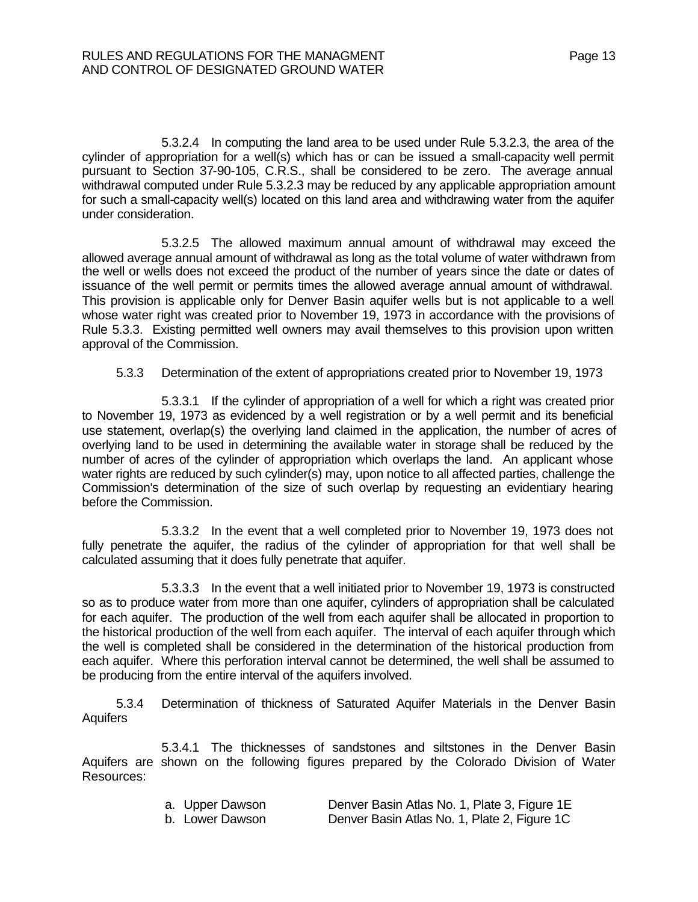5.3.2.4 In computing the land area to be used under Rule 5.3.2.3, the area of the cylinder of appropriation for a well(s) which has or can be issued a small-capacity well permit pursuant to Section 37-90-105, C.R.S., shall be considered to be zero. The average annual withdrawal computed under Rule 5.3.2.3 may be reduced by any applicable appropriation amount for such a small-capacity well(s) located on this land area and withdrawing water from the aquifer under consideration.

5.3.2.5 The allowed maximum annual amount of withdrawal may exceed the allowed average annual amount of withdrawal as long as the total volume of water withdrawn from the well or wells does not exceed the product of the number of years since the date or dates of issuance of the well permit or permits times the allowed average annual amount of withdrawal. This provision is applicable only for Denver Basin aquifer wells but is not applicable to a well whose water right was created prior to November 19, 1973 in accordance with the provisions of Rule 5.3.3. Existing permitted well owners may avail themselves to this provision upon written approval of the Commission.

5.3.3 Determination of the extent of appropriations created prior to November 19, 1973

5.3.3.1 If the cylinder of appropriation of a well for which a right was created prior to November 19, 1973 as evidenced by a well registration or by a well permit and its beneficial use statement, overlap(s) the overlying land claimed in the application, the number of acres of overlying land to be used in determining the available water in storage shall be reduced by the number of acres of the cylinder of appropriation which overlaps the land. An applicant whose water rights are reduced by such cylinder(s) may, upon notice to all affected parties, challenge the Commission's determination of the size of such overlap by requesting an evidentiary hearing before the Commission.

5.3.3.2 In the event that a well completed prior to November 19, 1973 does not fully penetrate the aquifer, the radius of the cylinder of appropriation for that well shall be calculated assuming that it does fully penetrate that aquifer.

5.3.3.3 In the event that a well initiated prior to November 19, 1973 is constructed so as to produce water from more than one aquifer, cylinders of appropriation shall be calculated for each aquifer. The production of the well from each aquifer shall be allocated in proportion to the historical production of the well from each aquifer. The interval of each aquifer through which the well is completed shall be considered in the determination of the historical production from each aquifer. Where this perforation interval cannot be determined, the well shall be assumed to be producing from the entire interval of the aquifers involved.

5.3.4 Determination of thickness of Saturated Aquifer Materials in the Denver Basin Aquifers

5.3.4.1 The thicknesses of sandstones and siltstones in the Denver Basin Aquifers are shown on the following figures prepared by the Colorado Division of Water Resources:

| | |
|---|---|
| a. Upper Dawson | Denver Basin Atlas No. 1, Plate 3, Figure 1E |
| b. Lower Dawson | Denver Basin Atlas No. 1, Plate 2, Figure 1C |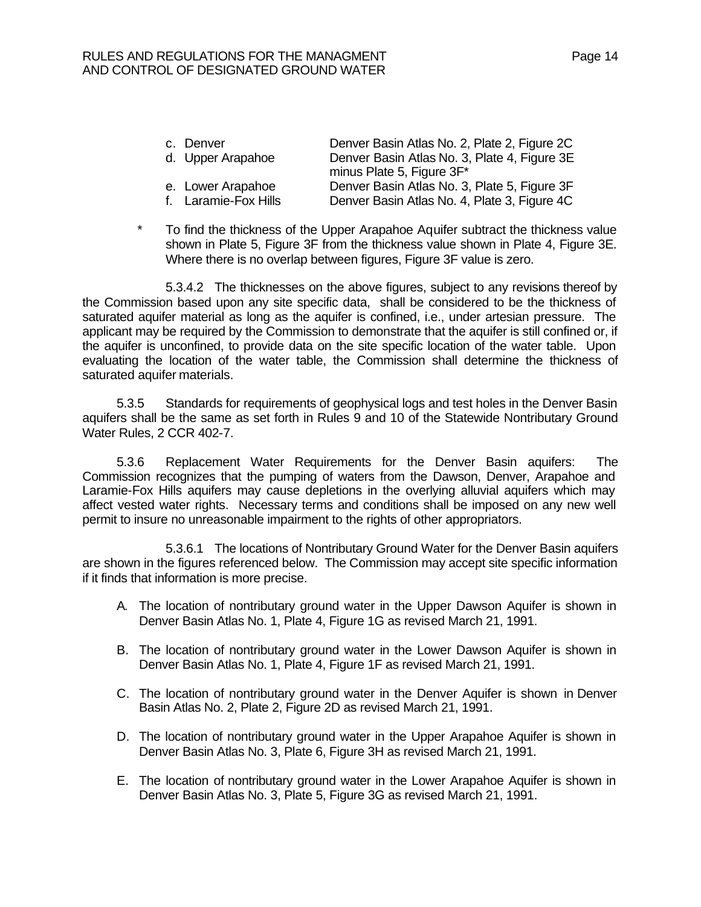| | |
|---|---|
| c. Denver | Denver Basin Atlas No. 2, Plate 2, Figure 2C |
| d. Upper Arapahoe | Denver Basin Atlas No. 3, Plate 4, Figure 3E minus Plate 5, Figure 3F* |
| e. Lower Arapahoe | Denver Basin Atlas No. 3, Plate 5, Figure 3F |
| f. Laramie-Fox Hills | Denver Basin Atlas No. 4, Plate 3, Figure 4C |

\* To find the thickness of the Upper Arapahoe Aquifer subtract the thickness value shown in Plate 5, Figure 3F from the thickness value shown in Plate 4, Figure 3E. Where there is no overlap between figures, Figure 3F value is zero.

5.3.4.2 The thicknesses on the above figures, subject to any revisions thereof by the Commission based upon any site specific data, shall be considered to be the thickness of saturated aquifer material as long as the aquifer is confined, i.e., under artesian pressure. The applicant may be required by the Commission to demonstrate that the aquifer is still confined or, if the aquifer is unconfined, to provide data on the site specific location of the water table. Upon evaluating the location of the water table, the Commission shall determine the thickness of saturated aquifer materials.

5.3.5 Standards for requirements of geophysical logs and test holes in the Denver Basin aquifers shall be the same as set forth in Rules 9 and 10 of the Statewide Nontributary Ground Water Rules, 2 CCR 402-7.

5.3.6 Replacement Water Requirements for the Denver Basin aquifers: The Commission recognizes that the pumping of waters from the Dawson, Denver, Arapahoe and Laramie-Fox Hills aquifers may cause depletions in the overlying alluvial aquifers which may affect vested water rights. Necessary terms and conditions shall be imposed on any new well permit to insure no unreasonable impairment to the rights of other appropriators.

5.3.6.1 The locations of Nontributary Ground Water for the Denver Basin aquifers are shown in the figures referenced below. The Commission may accept site specific information if it finds that information is more precise.

A. The location of nontributary ground water in the Upper Dawson Aquifer is shown in Denver Basin Atlas No. 1, Plate 4, Figure 1G as revised March 21, 1991.

B. The location of nontributary ground water in the Lower Dawson Aquifer is shown in Denver Basin Atlas No. 1, Plate 4, Figure 1F as revised March 21, 1991.

C. The location of nontributary ground water in the Denver Aquifer is shown in Denver Basin Atlas No. 2, Plate 2, Figure 2D as revised March 21, 1991.

D. The location of nontributary ground water in the Upper Arapahoe Aquifer is shown in Denver Basin Atlas No. 3, Plate 6, Figure 3H as revised March 21, 1991.

E. The location of nontributary ground water in the Lower Arapahoe Aquifer is shown in Denver Basin Atlas No. 3, Plate 5, Figure 3G as revised March 21, 1991.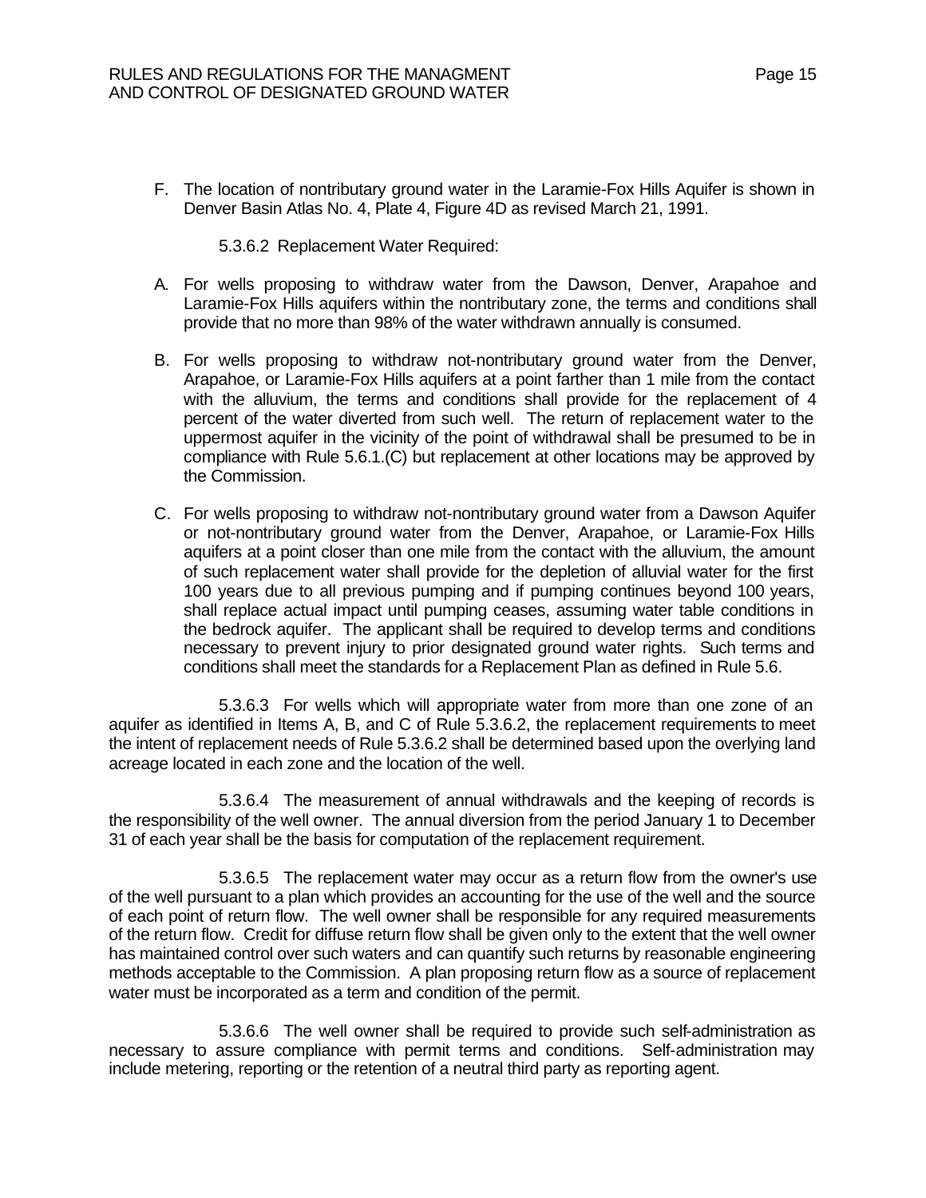F. The location of nontributary ground water in the Laramie-Fox Hills Aquifer is shown in Denver Basin Atlas No. 4, Plate 4, Figure 4D as revised March 21, 1991.

5.3.6.2 Replacement Water Required:

A. For wells proposing to withdraw water from the Dawson, Denver, Arapahoe and Laramie-Fox Hills aquifers within the nontributary zone, the terms and conditions shall provide that no more than 98% of the water withdrawn annually is consumed.

B. For wells proposing to withdraw not-nontributary ground water from the Denver, Arapahoe, or Laramie-Fox Hills aquifers at a point farther than 1 mile from the contact with the alluvium, the terms and conditions shall provide for the replacement of 4 percent of the water diverted from such well. The return of replacement water to the uppermost aquifer in the vicinity of the point of withdrawal shall be presumed to be in compliance with Rule 5.6.1.(C) but replacement at other locations may be approved by the Commission.

C. For wells proposing to withdraw not-nontributary ground water from a Dawson Aquifer or not-nontributary ground water from the Denver, Arapahoe, or Laramie-Fox Hills aquifers at a point closer than one mile from the contact with the alluvium, the amount of such replacement water shall provide for the depletion of alluvial water for the first 100 years due to all previous pumping and if pumping continues beyond 100 years, shall replace actual impact until pumping ceases, assuming water table conditions in the bedrock aquifer. The applicant shall be required to develop terms and conditions necessary to prevent injury to prior designated ground water rights. Such terms and conditions shall meet the standards for a Replacement Plan as defined in Rule 5.6.

5.3.6.3 For wells which will appropriate water from more than one zone of an aquifer as identified in Items A, B, and C of Rule 5.3.6.2, the replacement requirements to meet the intent of replacement needs of Rule 5.3.6.2 shall be determined based upon the overlying land acreage located in each zone and the location of the well.

5.3.6.4 The measurement of annual withdrawals and the keeping of records is the responsibility of the well owner. The annual diversion from the period January 1 to December 31 of each year shall be the basis for computation of the replacement requirement.

5.3.6.5 The replacement water may occur as a return flow from the owner's use of the well pursuant to a plan which provides an accounting for the use of the well and the source of each point of return flow. The well owner shall be responsible for any required measurements of the return flow. Credit for diffuse return flow shall be given only to the extent that the well owner has maintained control over such waters and can quantify such returns by reasonable engineering methods acceptable to the Commission. A plan proposing return flow as a source of replacement water must be incorporated as a term and condition of the permit.

5.3.6.6 The well owner shall be required to provide such self-administration as necessary to assure compliance with permit terms and conditions. Self-administration may include metering, reporting or the retention of a neutral third party as reporting agent.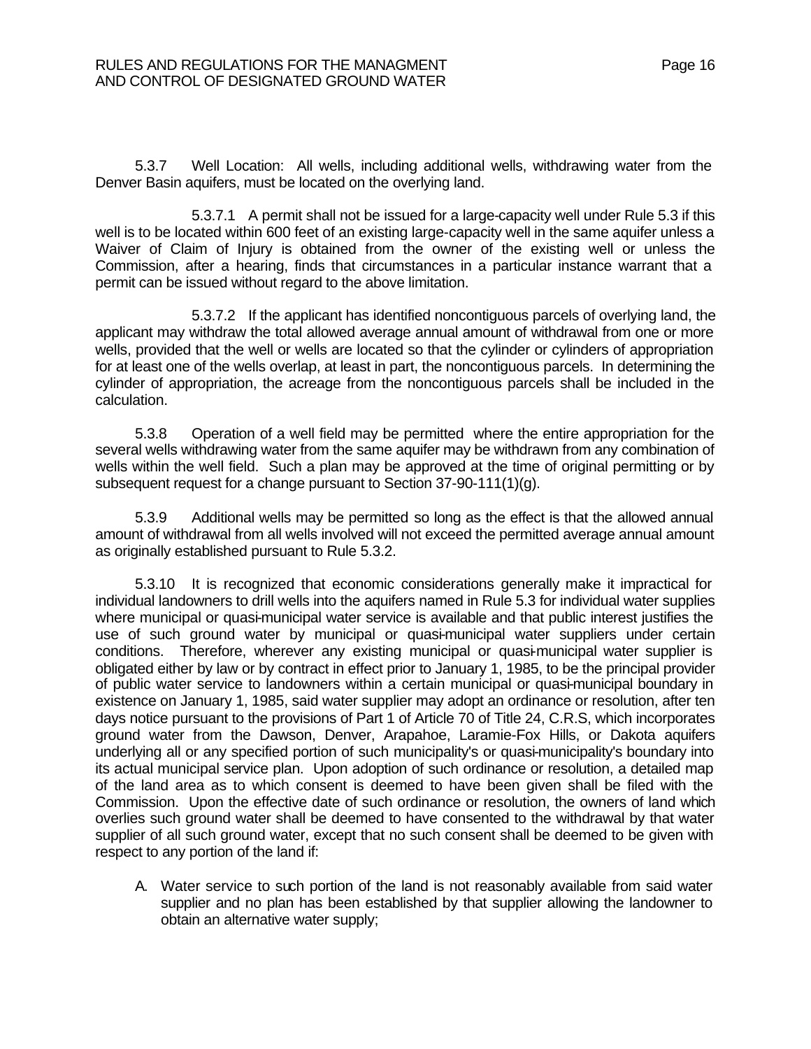5.3.7 Well Location: All wells, including additional wells, withdrawing water from the Denver Basin aquifers, must be located on the overlying land.

5.3.7.1 A permit shall not be issued for a large-capacity well under Rule 5.3 if this well is to be located within 600 feet of an existing large-capacity well in the same aquifer unless a Waiver of Claim of Injury is obtained from the owner of the existing well or unless the Commission, after a hearing, finds that circumstances in a particular instance warrant that a permit can be issued without regard to the above limitation.

5.3.7.2 If the applicant has identified noncontiguous parcels of overlying land, the applicant may withdraw the total allowed average annual amount of withdrawal from one or more wells, provided that the well or wells are located so that the cylinder or cylinders of appropriation for at least one of the wells overlap, at least in part, the noncontiguous parcels. In determining the cylinder of appropriation, the acreage from the noncontiguous parcels shall be included in the calculation.

5.3.8 Operation of a well field may be permitted where the entire appropriation for the several wells withdrawing water from the same aquifer may be withdrawn from any combination of wells within the well field. Such a plan may be approved at the time of original permitting or by subsequent request for a change pursuant to Section 37-90-111(1)(g).

5.3.9 Additional wells may be permitted so long as the effect is that the allowed annual amount of withdrawal from all wells involved will not exceed the permitted average annual amount as originally established pursuant to Rule 5.3.2.

5.3.10 It is recognized that economic considerations generally make it impractical for individual landowners to drill wells into the aquifers named in Rule 5.3 for individual water supplies where municipal or quasi-municipal water service is available and that public interest justifies the use of such ground water by municipal or quasi-municipal water suppliers under certain conditions. Therefore, wherever any existing municipal or quasi-municipal water supplier is obligated either by law or by contract in effect prior to January 1, 1985, to be the principal provider of public water service to landowners within a certain municipal or quasi-municipal boundary in existence on January 1, 1985, said water supplier may adopt an ordinance or resolution, after ten days notice pursuant to the provisions of Part 1 of Article 70 of Title 24, C.R.S, which incorporates ground water from the Dawson, Denver, Arapahoe, Laramie-Fox Hills, or Dakota aquifers underlying all or any specified portion of such municipality's or quasi-municipality's boundary into its actual municipal service plan. Upon adoption of such ordinance or resolution, a detailed map of the land area as to which consent is deemed to have been given shall be filed with the Commission. Upon the effective date of such ordinance or resolution, the owners of land which overlies such ground water shall be deemed to have consented to the withdrawal by that water supplier of all such ground water, except that no such consent shall be deemed to be given with respect to any portion of the land if:

A. Water service to such portion of the land is not reasonably available from said water supplier and no plan has been established by that supplier allowing the landowner to obtain an alternative water supply;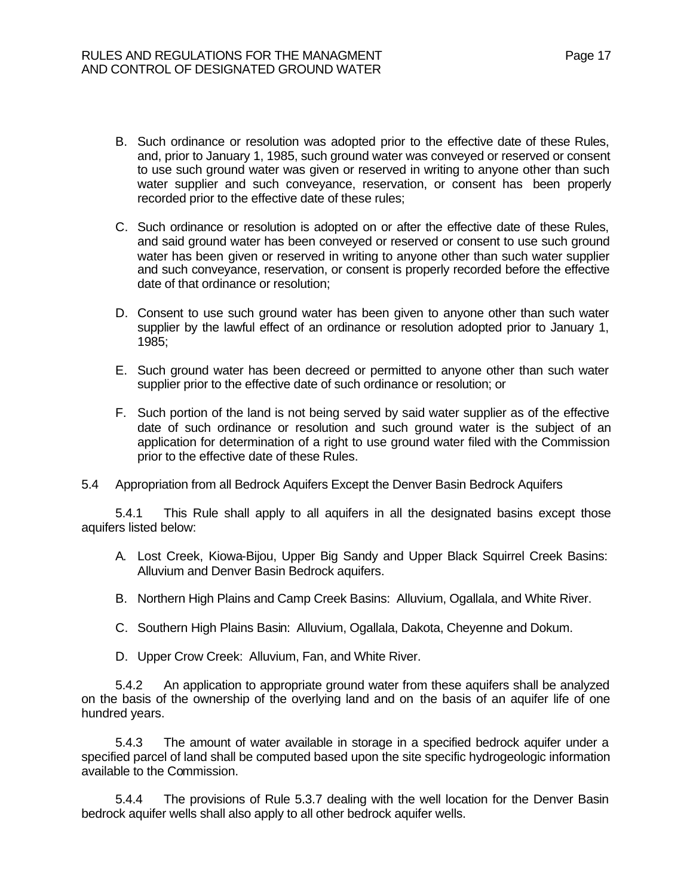B. Such ordinance or resolution was adopted prior to the effective date of these Rules, and, prior to January 1, 1985, such ground water was conveyed or reserved or consent to use such ground water was given or reserved in writing to anyone other than such water supplier and such conveyance, reservation, or consent has been properly recorded prior to the effective date of these rules;

C. Such ordinance or resolution is adopted on or after the effective date of these Rules, and said ground water has been conveyed or reserved or consent to use such ground water has been given or reserved in writing to anyone other than such water supplier and such conveyance, reservation, or consent is properly recorded before the effective date of that ordinance or resolution;

D. Consent to use such ground water has been given to anyone other than such water supplier by the lawful effect of an ordinance or resolution adopted prior to January 1, 1985;

E. Such ground water has been decreed or permitted to anyone other than such water supplier prior to the effective date of such ordinance or resolution; or

F. Such portion of the land is not being served by said water supplier as of the effective date of such ordinance or resolution and such ground water is the subject of an application for determination of a right to use ground water filed with the Commission prior to the effective date of these Rules.

5.4 Appropriation from all Bedrock Aquifers Except the Denver Basin Bedrock Aquifers

5.4.1 This Rule shall apply to all aquifers in all the designated basins except those aquifers listed below:

A. Lost Creek, Kiowa-Bijou, Upper Big Sandy and Upper Black Squirrel Creek Basins: Alluvium and Denver Basin Bedrock aquifers.

B. Northern High Plains and Camp Creek Basins: Alluvium, Ogallala, and White River.

C. Southern High Plains Basin: Alluvium, Ogallala, Dakota, Cheyenne and Dokum.

D. Upper Crow Creek: Alluvium, Fan, and White River.

5.4.2 An application to appropriate ground water from these aquifers shall be analyzed on the basis of the ownership of the overlying land and on the basis of an aquifer life of one hundred years.

5.4.3 The amount of water available in storage in a specified bedrock aquifer under a specified parcel of land shall be computed based upon the site specific hydrogeologic information available to the Commission.

5.4.4 The provisions of Rule 5.3.7 dealing with the well location for the Denver Basin bedrock aquifer wells shall also apply to all other bedrock aquifer wells.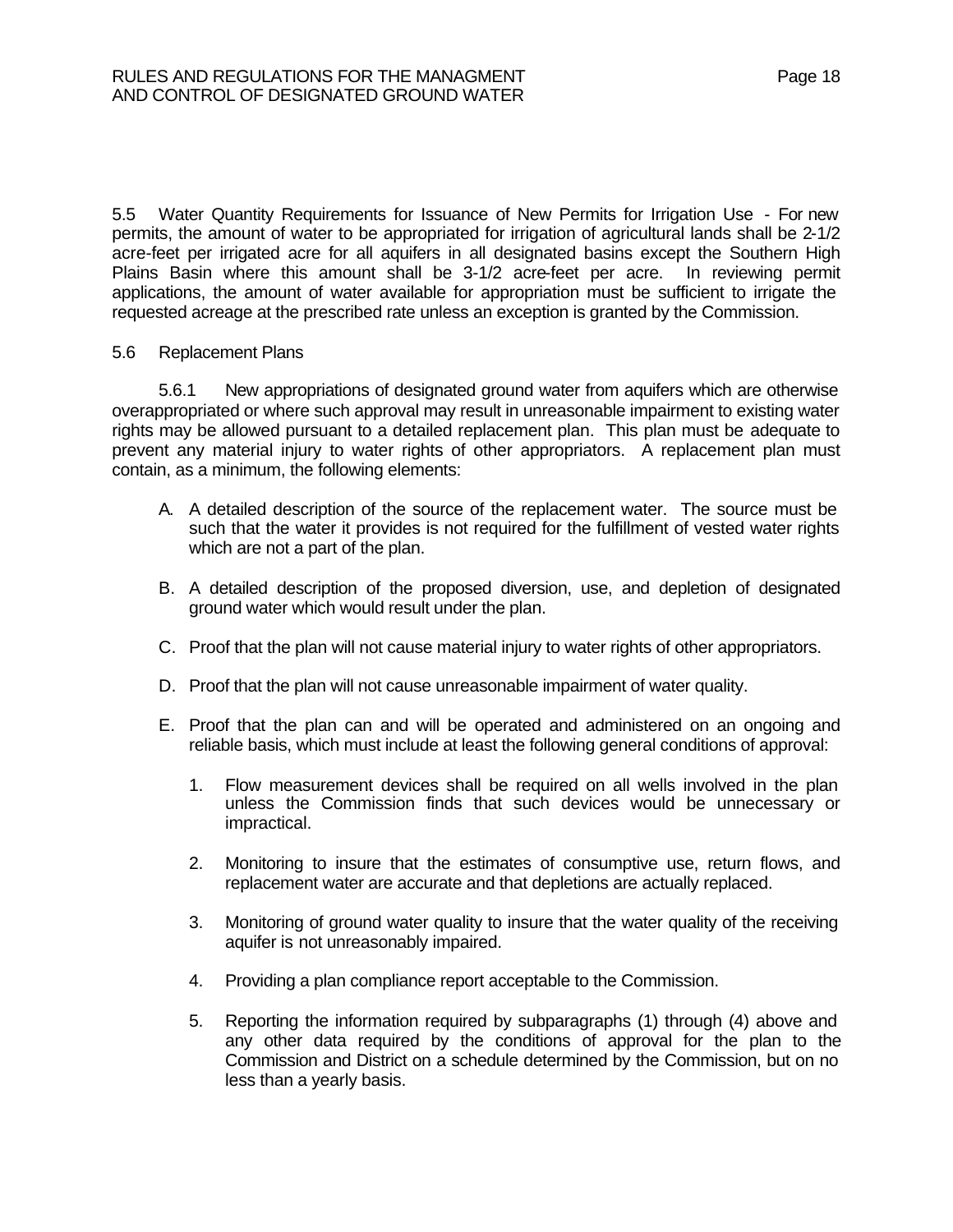5.5 Water Quantity Requirements for Issuance of New Permits for Irrigation Use - For new permits, the amount of water to be appropriated for irrigation of agricultural lands shall be 2-1/2 acre-feet per irrigated acre for all aquifers in all designated basins except the Southern High Plains Basin where this amount shall be 3-1/2 acre-feet per acre. In reviewing permit applications, the amount of water available for appropriation must be sufficient to irrigate the requested acreage at the prescribed rate unless an exception is granted by the Commission.

5.6 Replacement Plans

5.6.1 New appropriations of designated ground water from aquifers which are otherwise overappropriated or where such approval may result in unreasonable impairment to existing water rights may be allowed pursuant to a detailed replacement plan. This plan must be adequate to prevent any material injury to water rights of other appropriators. A replacement plan must contain, as a minimum, the following elements:

A. A detailed description of the source of the replacement water. The source must be such that the water it provides is not required for the fulfillment of vested water rights which are not a part of the plan.

B. A detailed description of the proposed diversion, use, and depletion of designated ground water which would result under the plan.

C. Proof that the plan will not cause material injury to water rights of other appropriators.

D. Proof that the plan will not cause unreasonable impairment of water quality.

E. Proof that the plan can and will be operated and administered on an ongoing and reliable basis, which must include at least the following general conditions of approval:

1. Flow measurement devices shall be required on all wells involved in the plan unless the Commission finds that such devices would be unnecessary or impractical.

2. Monitoring to insure that the estimates of consumptive use, return flows, and replacement water are accurate and that depletions are actually replaced.

3. Monitoring of ground water quality to insure that the water quality of the receiving aquifer is not unreasonably impaired.

4. Providing a plan compliance report acceptable to the Commission.

5. Reporting the information required by subparagraphs (1) through (4) above and any other data required by the conditions of approval for the plan to the Commission and District on a schedule determined by the Commission, but on no less than a yearly basis.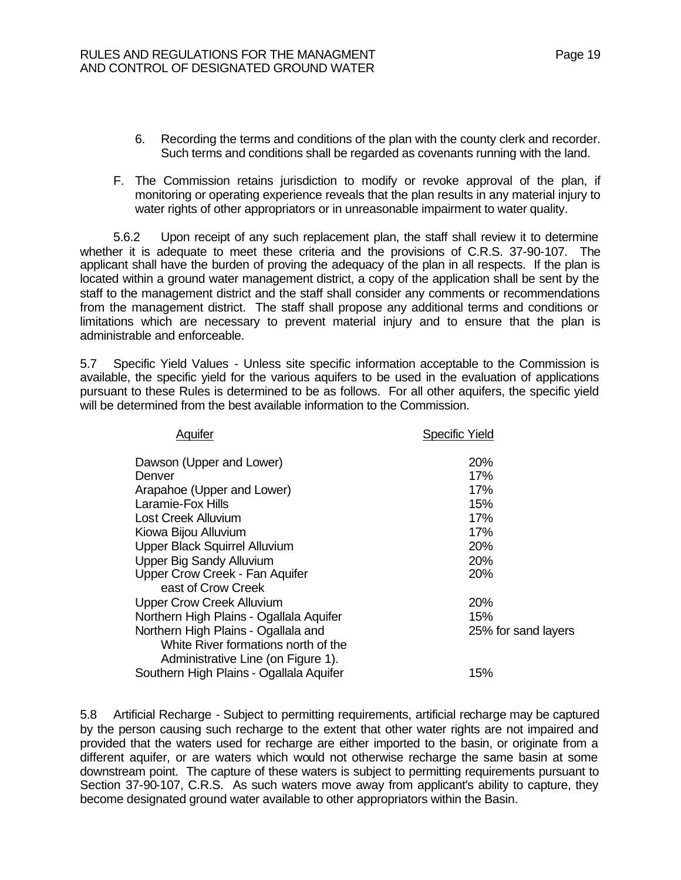6. Recording the terms and conditions of the plan with the county clerk and recorder. Such terms and conditions shall be regarded as covenants running with the land.

F. The Commission retains jurisdiction to modify or revoke approval of the plan, if monitoring or operating experience reveals that the plan results in any material injury to water rights of other appropriators or in unreasonable impairment to water quality.

5.6.2 Upon receipt of any such replacement plan, the staff shall review it to determine whether it is adequate to meet these criteria and the provisions of C.R.S. 37-90-107. The applicant shall have the burden of proving the adequacy of the plan in all respects. If the plan is located within a ground water management district, a copy of the application shall be sent by the staff to the management district and the staff shall consider any comments or recommendations from the management district. The staff shall propose any additional terms and conditions or limitations which are necessary to prevent material injury and to ensure that the plan is administrable and enforceable.

5.7 Specific Yield Values - Unless site specific information acceptable to the Commission is available, the specific yield for the various aquifers to be used in the evaluation of applications pursuant to these Rules is determined to be as follows. For all other aquifers, the specific yield will be determined from the best available information to the Commission.

| Aquifer | Specific Yield |
|---|---|
| Dawson (Upper and Lower) | 20% |
| Denver | 17% |
| Arapahoe (Upper and Lower) | 17% |
| Laramie-Fox Hills | 15% |
| Lost Creek Alluvium | 17% |
| Kiowa Bijou Alluvium | 17% |
| Upper Black Squirrel Alluvium | 20% |
| Upper Big Sandy Alluvium | 20% |
| Upper Crow Creek - Fan Aquifer east of Crow Creek | 20% |
| Upper Crow Creek Alluvium | 20% |
| Northern High Plains - Ogallala Aquifer | 15% |
| Northern High Plains - Ogallala and White River formations north of the Administrative Line (on Figure 1). | 25% for sand layers |
| Southern High Plains - Ogallala Aquifer | 15% |

5.8 Artificial Recharge - Subject to permitting requirements, artificial recharge may be captured by the person causing such recharge to the extent that other water rights are not impaired and provided that the waters used for recharge are either imported to the basin, or originate from a different aquifer, or are waters which would not otherwise recharge the same basin at some downstream point. The capture of these waters is subject to permitting requirements pursuant to Section 37-90-107, C.R.S. As such waters move away from applicant's ability to capture, they become designated ground water available to other appropriators within the Basin.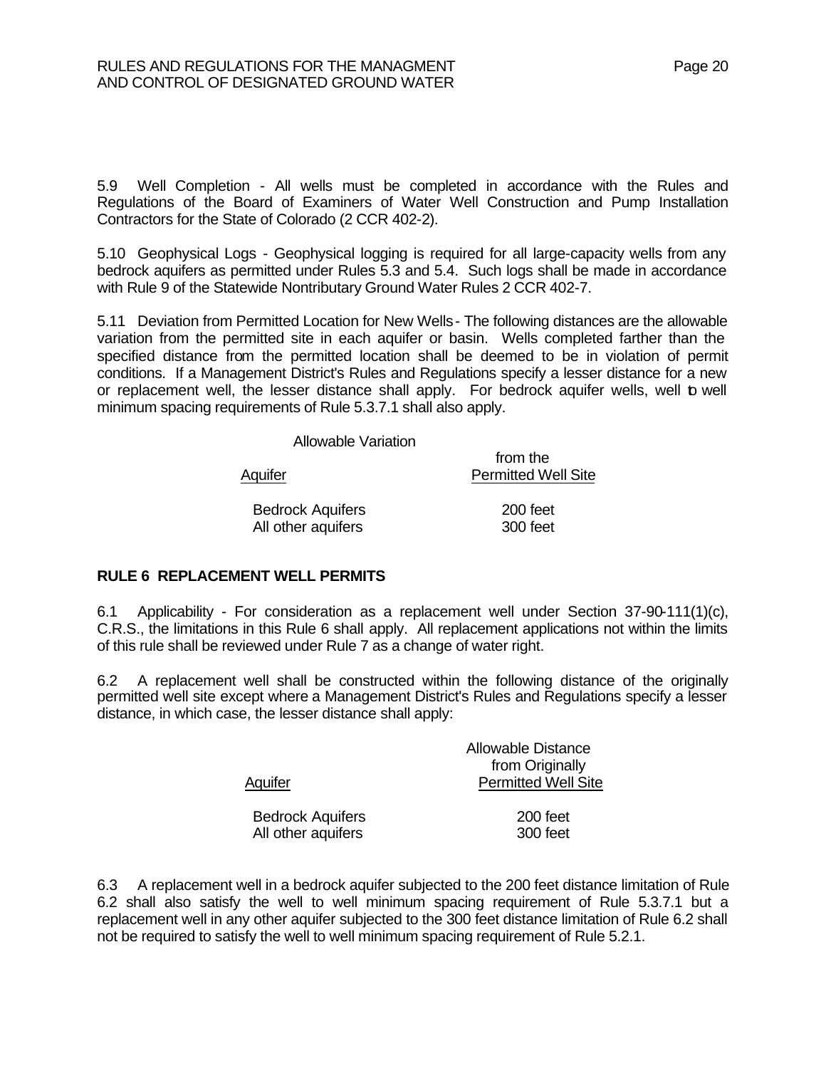5.9 Well Completion - All wells must be completed in accordance with the Rules and Regulations of the Board of Examiners of Water Well Construction and Pump Installation Contractors for the State of Colorado (2 CCR 402-2).

5.10 Geophysical Logs - Geophysical logging is required for all large-capacity wells from any bedrock aquifers as permitted under Rules 5.3 and 5.4. Such logs shall be made in accordance with Rule 9 of the Statewide Nontributary Ground Water Rules 2 CCR 402-7.

5.11 Deviation from Permitted Location for New Wells - The following distances are the allowable variation from the permitted site in each aquifer or basin. Wells completed farther than the specified distance from the permitted location shall be deemed to be in violation of permit conditions. If a Management District's Rules and Regulations specify a lesser distance for a new or replacement well, the lesser distance shall apply. For bedrock aquifer wells, well to well minimum spacing requirements of Rule 5.3.7.1 shall also apply.

| Aquifer | Allowable Variation from the Permitted Well Site |
|---|---|
| Bedrock Aquifers | 200 feet |
| All other aquifers | 300 feet |

## RULE 6 REPLACEMENT WELL PERMITS

6.1 Applicability - For consideration as a replacement well under Section 37-90-111(1)(c), C.R.S., the limitations in this Rule 6 shall apply. All replacement applications not within the limits of this rule shall be reviewed under Rule 7 as a change of water right.

6.2 A replacement well shall be constructed within the following distance of the originally permitted well site except where a Management District's Rules and Regulations specify a lesser distance, in which case, the lesser distance shall apply:

| Aquifer | Allowable Distance from Originally Permitted Well Site |
|---|---|
| Bedrock Aquifers | 200 feet |
| All other aquifers | 300 feet |

6.3 A replacement well in a bedrock aquifer subjected to the 200 feet distance limitation of Rule 6.2 shall also satisfy the well to well minimum spacing requirement of Rule 5.3.7.1 but a replacement well in any other aquifer subjected to the 300 feet distance limitation of Rule 6.2 shall not be required to satisfy the well to well minimum spacing requirement of Rule 5.2.1.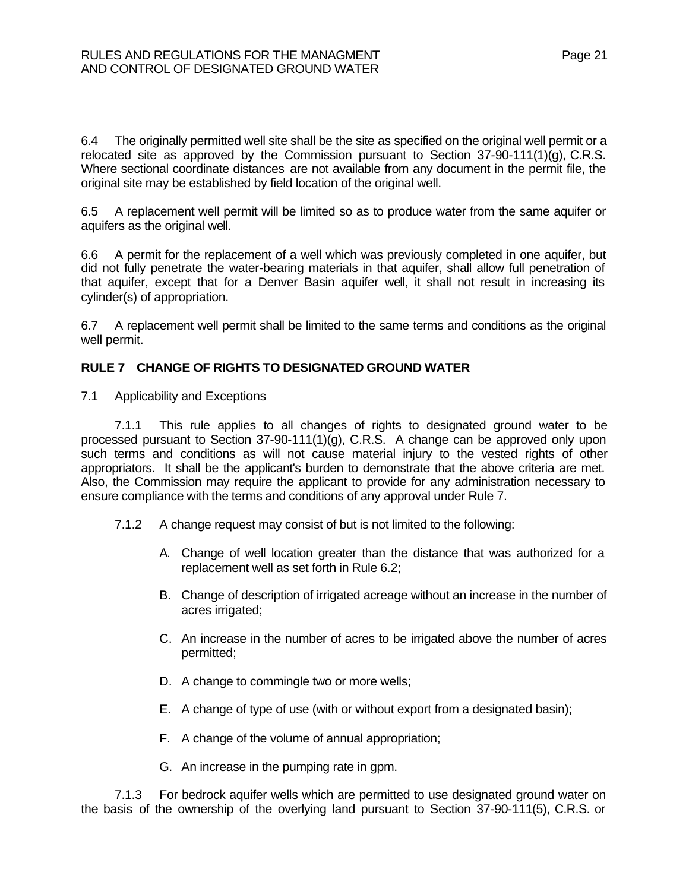6.4 The originally permitted well site shall be the site as specified on the original well permit or a relocated site as approved by the Commission pursuant to Section 37-90-111(1)(g), C.R.S. Where sectional coordinate distances are not available from any document in the permit file, the original site may be established by field location of the original well.

6.5 A replacement well permit will be limited so as to produce water from the same aquifer or aquifers as the original well.

6.6 A permit for the replacement of a well which was previously completed in one aquifer, but did not fully penetrate the water-bearing materials in that aquifer, shall allow full penetration of that aquifer, except that for a Denver Basin aquifer well, it shall not result in increasing its cylinder(s) of appropriation.

6.7 A replacement well permit shall be limited to the same terms and conditions as the original well permit.

## RULE 7 CHANGE OF RIGHTS TO DESIGNATED GROUND WATER

7.1 Applicability and Exceptions

7.1.1 This rule applies to all changes of rights to designated ground water to be processed pursuant to Section 37-90-111(1)(g), C.R.S. A change can be approved only upon such terms and conditions as will not cause material injury to the vested rights of other appropriators. It shall be the applicant's burden to demonstrate that the above criteria are met. Also, the Commission may require the applicant to provide for any administration necessary to ensure compliance with the terms and conditions of any approval under Rule 7.

7.1.2 A change request may consist of but is not limited to the following:

A. Change of well location greater than the distance that was authorized for a replacement well as set forth in Rule 6.2;

B. Change of description of irrigated acreage without an increase in the number of acres irrigated;

C. An increase in the number of acres to be irrigated above the number of acres permitted;

D. A change to commingle two or more wells;

E. A change of type of use (with or without export from a designated basin);

F. A change of the volume of annual appropriation;

G. An increase in the pumping rate in gpm.

7.1.3 For bedrock aquifer wells which are permitted to use designated ground water on the basis of the ownership of the overlying land pursuant to Section 37-90-111(5), C.R.S. or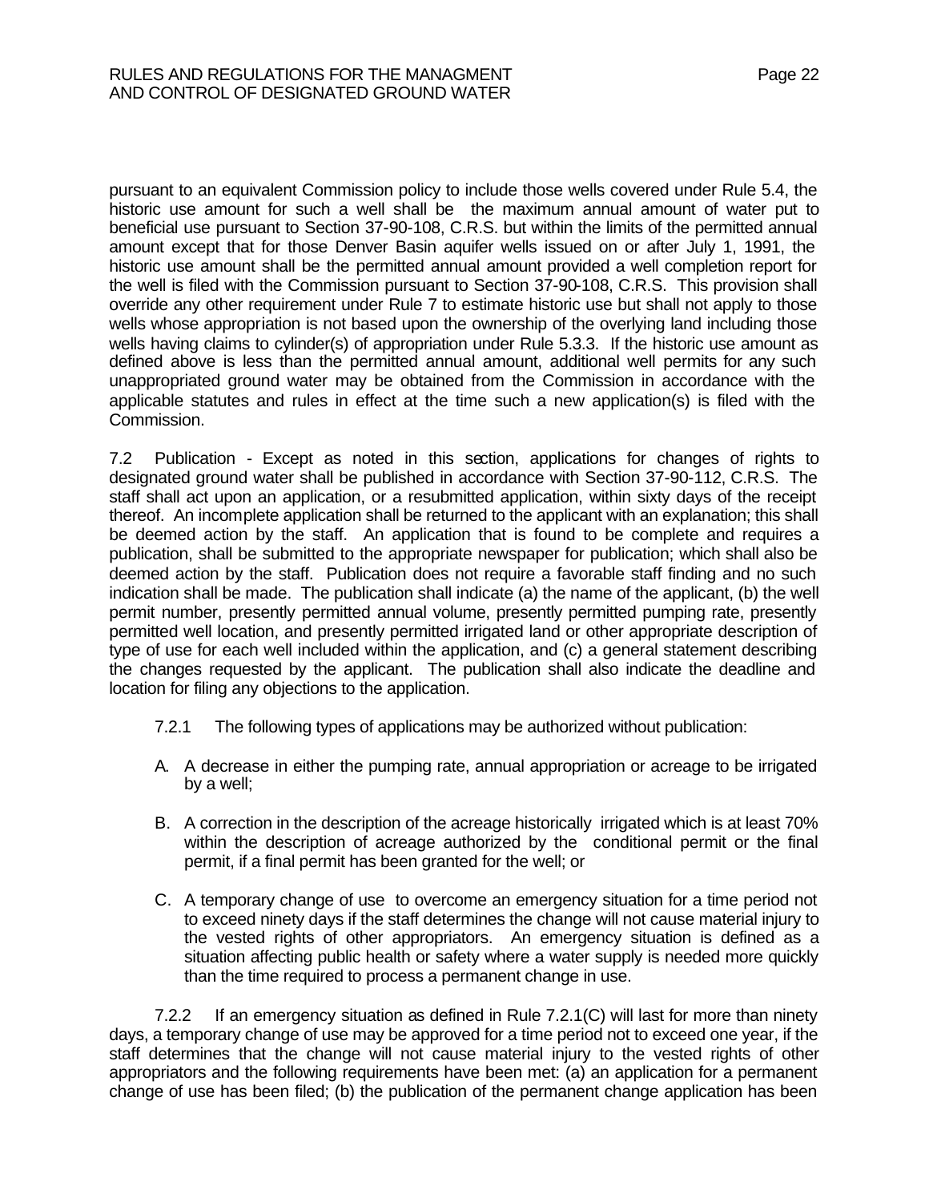pursuant to an equivalent Commission policy to include those wells covered under Rule 5.4, the historic use amount for such a well shall be the maximum annual amount of water put to beneficial use pursuant to Section 37-90-108, C.R.S. but within the limits of the permitted annual amount except that for those Denver Basin aquifer wells issued on or after July 1, 1991, the historic use amount shall be the permitted annual amount provided a well completion report for the well is filed with the Commission pursuant to Section 37-90-108, C.R.S. This provision shall override any other requirement under Rule 7 to estimate historic use but shall not apply to those wells whose appropriation is not based upon the ownership of the overlying land including those wells having claims to cylinder(s) of appropriation under Rule 5.3.3. If the historic use amount as defined above is less than the permitted annual amount, additional well permits for any such unappropriated ground water may be obtained from the Commission in accordance with the applicable statutes and rules in effect at the time such a new application(s) is filed with the Commission.

7.2 Publication - Except as noted in this section, applications for changes of rights to designated ground water shall be published in accordance with Section 37-90-112, C.R.S. The staff shall act upon an application, or a resubmitted application, within sixty days of the receipt thereof. An incomplete application shall be returned to the applicant with an explanation; this shall be deemed action by the staff. An application that is found to be complete and requires a publication, shall be submitted to the appropriate newspaper for publication; which shall also be deemed action by the staff. Publication does not require a favorable staff finding and no such indication shall be made. The publication shall indicate (a) the name of the applicant, (b) the well permit number, presently permitted annual volume, presently permitted pumping rate, presently permitted well location, and presently permitted irrigated land or other appropriate description of type of use for each well included within the application, and (c) a general statement describing the changes requested by the applicant. The publication shall also indicate the deadline and location for filing any objections to the application.

7.2.1 The following types of applications may be authorized without publication:

A. A decrease in either the pumping rate, annual appropriation or acreage to be irrigated by a well;

B. A correction in the description of the acreage historically irrigated which is at least 70% within the description of acreage authorized by the conditional permit or the final permit, if a final permit has been granted for the well; or

C. A temporary change of use to overcome an emergency situation for a time period not to exceed ninety days if the staff determines the change will not cause material injury to the vested rights of other appropriators. An emergency situation is defined as a situation affecting public health or safety where a water supply is needed more quickly than the time required to process a permanent change in use.

7.2.2 If an emergency situation as defined in Rule 7.2.1(C) will last for more than ninety days, a temporary change of use may be approved for a time period not to exceed one year, if the staff determines that the change will not cause material injury to the vested rights of other appropriators and the following requirements have been met: (a) an application for a permanent change of use has been filed; (b) the publication of the permanent change application has been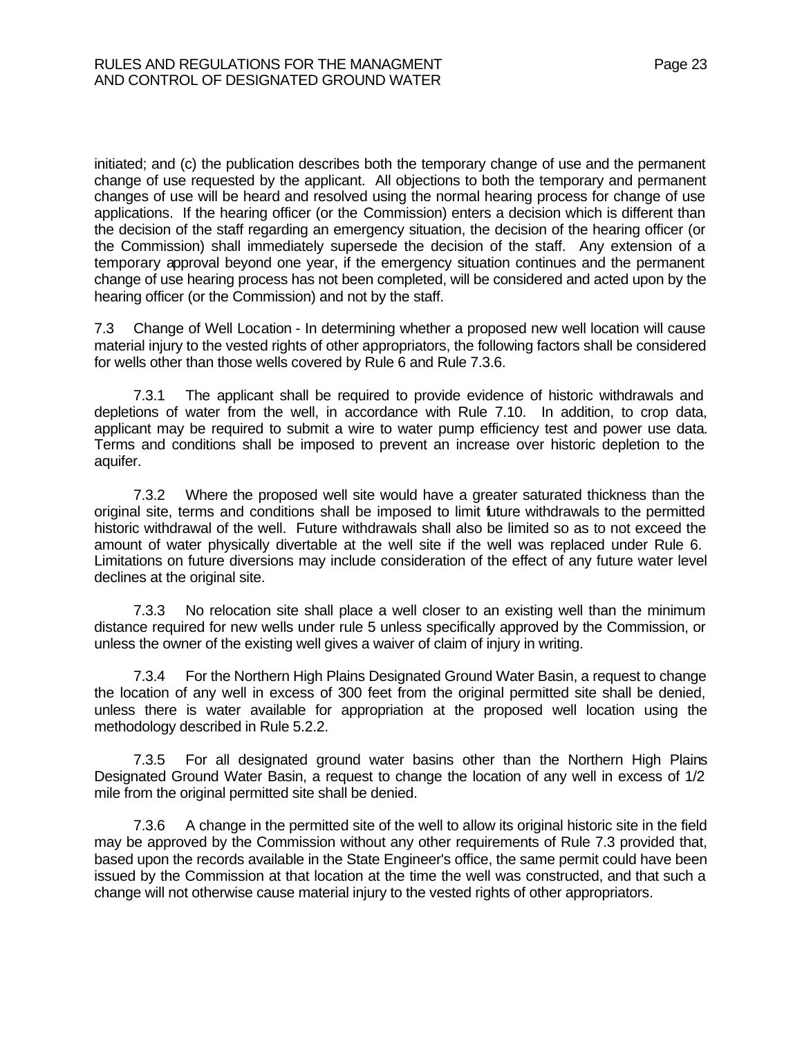initiated; and (c) the publication describes both the temporary change of use and the permanent change of use requested by the applicant. All objections to both the temporary and permanent changes of use will be heard and resolved using the normal hearing process for change of use applications. If the hearing officer (or the Commission) enters a decision which is different than the decision of the staff regarding an emergency situation, the decision of the hearing officer (or the Commission) shall immediately supersede the decision of the staff. Any extension of a temporary approval beyond one year, if the emergency situation continues and the permanent change of use hearing process has not been completed, will be considered and acted upon by the hearing officer (or the Commission) and not by the staff.

7.3 Change of Well Location - In determining whether a proposed new well location will cause material injury to the vested rights of other appropriators, the following factors shall be considered for wells other than those wells covered by Rule 6 and Rule 7.3.6.

7.3.1 The applicant shall be required to provide evidence of historic withdrawals and depletions of water from the well, in accordance with Rule 7.10. In addition, to crop data, applicant may be required to submit a wire to water pump efficiency test and power use data. Terms and conditions shall be imposed to prevent an increase over historic depletion to the aquifer.

7.3.2 Where the proposed well site would have a greater saturated thickness than the original site, terms and conditions shall be imposed to limit future withdrawals to the permitted historic withdrawal of the well. Future withdrawals shall also be limited so as to not exceed the amount of water physically divertable at the well site if the well was replaced under Rule 6. Limitations on future diversions may include consideration of the effect of any future water level declines at the original site.

7.3.3 No relocation site shall place a well closer to an existing well than the minimum distance required for new wells under rule 5 unless specifically approved by the Commission, or unless the owner of the existing well gives a waiver of claim of injury in writing.

7.3.4 For the Northern High Plains Designated Ground Water Basin, a request to change the location of any well in excess of 300 feet from the original permitted site shall be denied, unless there is water available for appropriation at the proposed well location using the methodology described in Rule 5.2.2.

7.3.5 For all designated ground water basins other than the Northern High Plains Designated Ground Water Basin, a request to change the location of any well in excess of 1/2 mile from the original permitted site shall be denied.

7.3.6 A change in the permitted site of the well to allow its original historic site in the field may be approved by the Commission without any other requirements of Rule 7.3 provided that, based upon the records available in the State Engineer's office, the same permit could have been issued by the Commission at that location at the time the well was constructed, and that such a change will not otherwise cause material injury to the vested rights of other appropriators.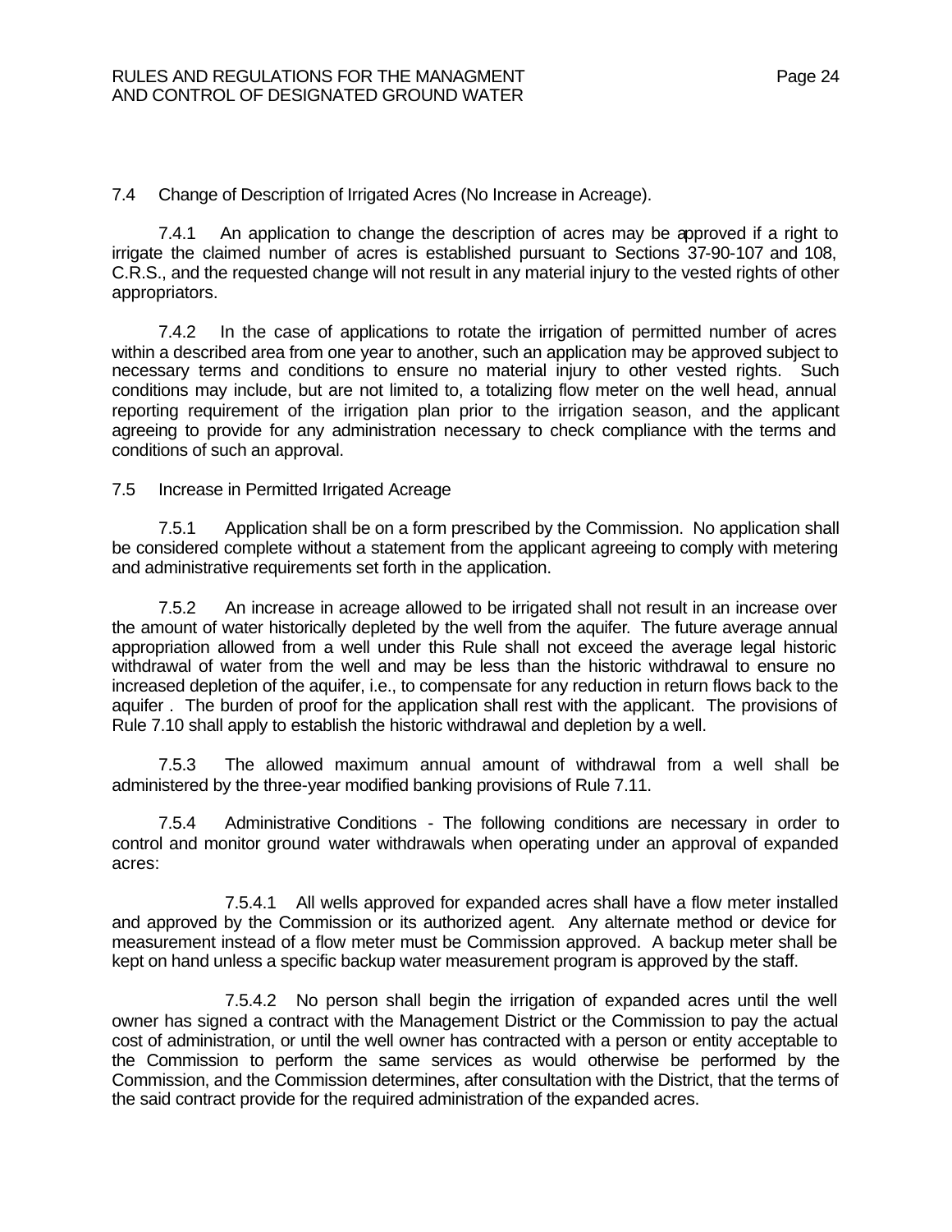7.4 Change of Description of Irrigated Acres (No Increase in Acreage).

7.4.1 An application to change the description of acres may be approved if a right to irrigate the claimed number of acres is established pursuant to Sections 37-90-107 and 108, C.R.S., and the requested change will not result in any material injury to the vested rights of other appropriators.

7.4.2 In the case of applications to rotate the irrigation of permitted number of acres within a described area from one year to another, such an application may be approved subject to necessary terms and conditions to ensure no material injury to other vested rights. Such conditions may include, but are not limited to, a totalizing flow meter on the well head, annual reporting requirement of the irrigation plan prior to the irrigation season, and the applicant agreeing to provide for any administration necessary to check compliance with the terms and conditions of such an approval.

7.5 Increase in Permitted Irrigated Acreage

7.5.1 Application shall be on a form prescribed by the Commission. No application shall be considered complete without a statement from the applicant agreeing to comply with metering and administrative requirements set forth in the application.

7.5.2 An increase in acreage allowed to be irrigated shall not result in an increase over the amount of water historically depleted by the well from the aquifer. The future average annual appropriation allowed from a well under this Rule shall not exceed the average legal historic withdrawal of water from the well and may be less than the historic withdrawal to ensure no increased depletion of the aquifer, i.e., to compensate for any reduction in return flows back to the aquifer . The burden of proof for the application shall rest with the applicant. The provisions of Rule 7.10 shall apply to establish the historic withdrawal and depletion by a well.

7.5.3 The allowed maximum annual amount of withdrawal from a well shall be administered by the three-year modified banking provisions of Rule 7.11.

7.5.4 Administrative Conditions - The following conditions are necessary in order to control and monitor ground water withdrawals when operating under an approval of expanded acres:

7.5.4.1 All wells approved for expanded acres shall have a flow meter installed and approved by the Commission or its authorized agent. Any alternate method or device for measurement instead of a flow meter must be Commission approved. A backup meter shall be kept on hand unless a specific backup water measurement program is approved by the staff.

7.5.4.2 No person shall begin the irrigation of expanded acres until the well owner has signed a contract with the Management District or the Commission to pay the actual cost of administration, or until the well owner has contracted with a person or entity acceptable to the Commission to perform the same services as would otherwise be performed by the Commission, and the Commission determines, after consultation with the District, that the terms of the said contract provide for the required administration of the expanded acres.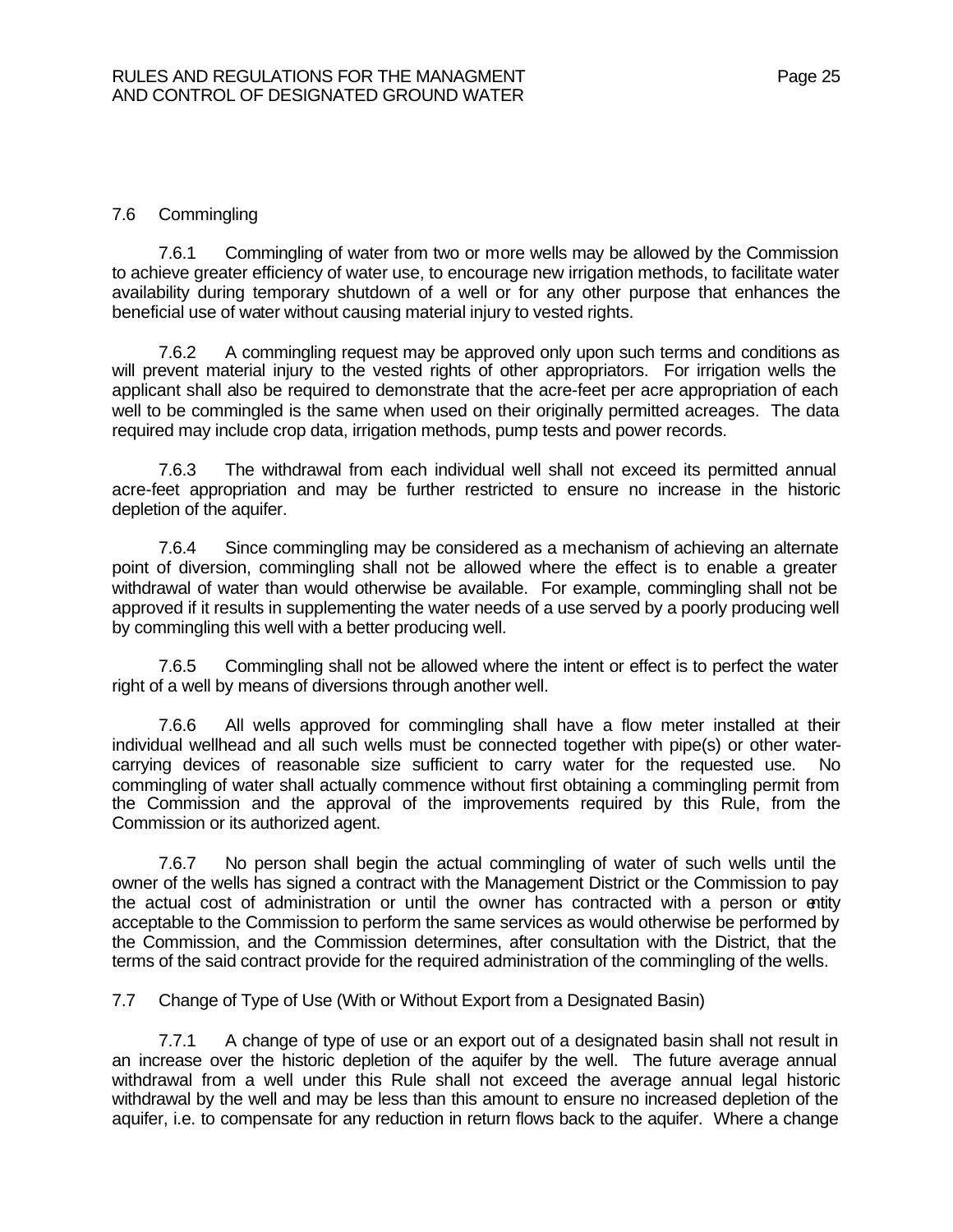## 7.6 Commingling

7.6.1 Commingling of water from two or more wells may be allowed by the Commission to achieve greater efficiency of water use, to encourage new irrigation methods, to facilitate water availability during temporary shutdown of a well or for any other purpose that enhances the beneficial use of water without causing material injury to vested rights.

7.6.2 A commingling request may be approved only upon such terms and conditions as will prevent material injury to the vested rights of other appropriators. For irrigation wells the applicant shall also be required to demonstrate that the acre-feet per acre appropriation of each well to be commingled is the same when used on their originally permitted acreages. The data required may include crop data, irrigation methods, pump tests and power records.

7.6.3 The withdrawal from each individual well shall not exceed its permitted annual acre-feet appropriation and may be further restricted to ensure no increase in the historic depletion of the aquifer.

7.6.4 Since commingling may be considered as a mechanism of achieving an alternate point of diversion, commingling shall not be allowed where the effect is to enable a greater withdrawal of water than would otherwise be available. For example, commingling shall not be approved if it results in supplementing the water needs of a use served by a poorly producing well by commingling this well with a better producing well.

7.6.5 Commingling shall not be allowed where the intent or effect is to perfect the water right of a well by means of diversions through another well.

7.6.6 All wells approved for commingling shall have a flow meter installed at their individual wellhead and all such wells must be connected together with pipe(s) or other water-carrying devices of reasonable size sufficient to carry water for the requested use. No commingling of water shall actually commence without first obtaining a commingling permit from the Commission and the approval of the improvements required by this Rule, from the Commission or its authorized agent.

7.6.7 No person shall begin the actual commingling of water of such wells until the owner of the wells has signed a contract with the Management District or the Commission to pay the actual cost of administration or until the owner has contracted with a person or entity acceptable to the Commission to perform the same services as would otherwise be performed by the Commission, and the Commission determines, after consultation with the District, that the terms of the said contract provide for the required administration of the commingling of the wells.

## 7.7 Change of Type of Use (With or Without Export from a Designated Basin)

7.7.1 A change of type of use or an export out of a designated basin shall not result in an increase over the historic depletion of the aquifer by the well. The future average annual withdrawal from a well under this Rule shall not exceed the average annual legal historic withdrawal by the well and may be less than this amount to ensure no increased depletion of the aquifer, i.e. to compensate for any reduction in return flows back to the aquifer. Where a change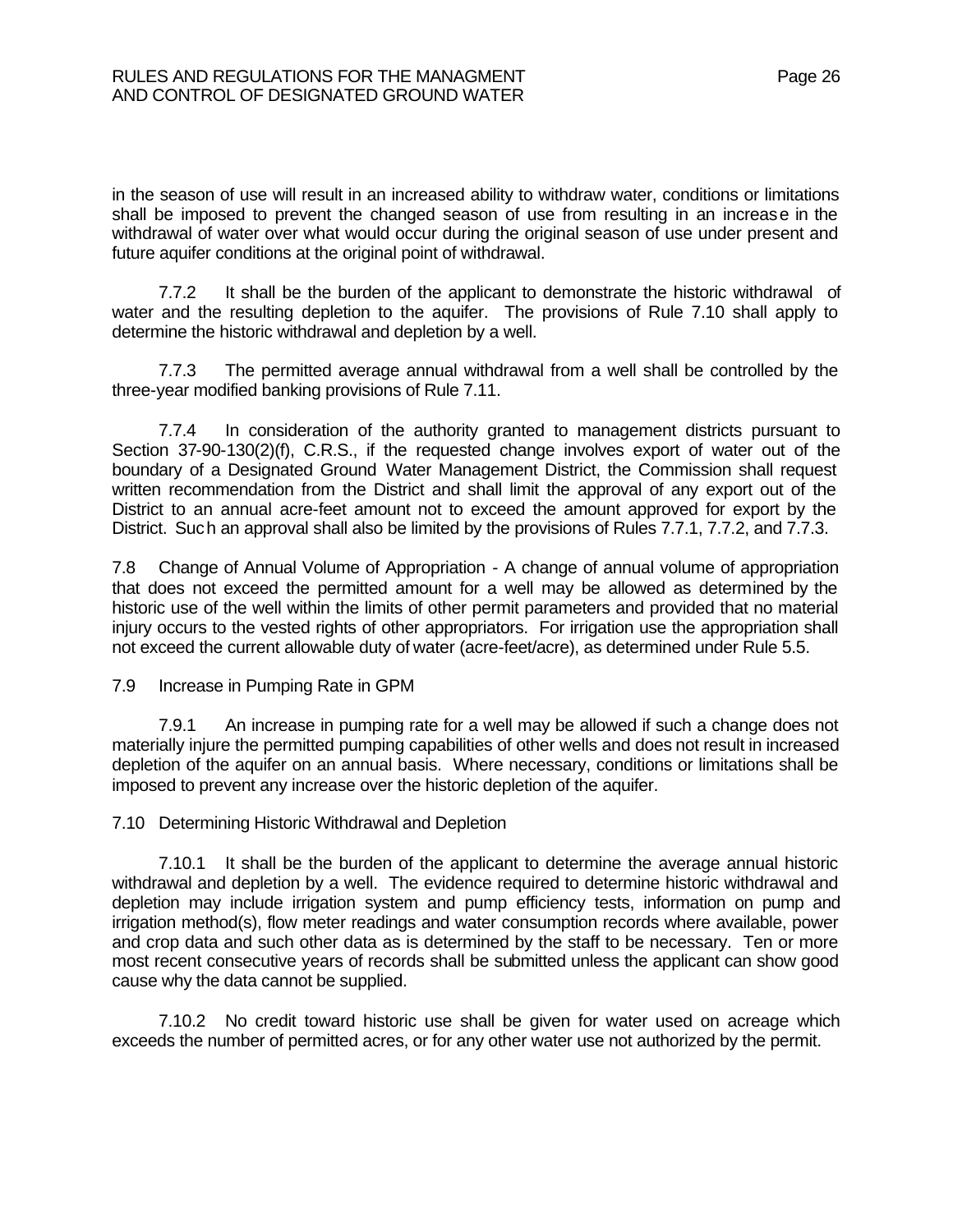in the season of use will result in an increased ability to withdraw water, conditions or limitations shall be imposed to prevent the changed season of use from resulting in an increase in the withdrawal of water over what would occur during the original season of use under present and future aquifer conditions at the original point of withdrawal.

7.7.2 It shall be the burden of the applicant to demonstrate the historic withdrawal of water and the resulting depletion to the aquifer. The provisions of Rule 7.10 shall apply to determine the historic withdrawal and depletion by a well.

7.7.3 The permitted average annual withdrawal from a well shall be controlled by the three-year modified banking provisions of Rule 7.11.

7.7.4 In consideration of the authority granted to management districts pursuant to Section 37-90-130(2)(f), C.R.S., if the requested change involves export of water out of the boundary of a Designated Ground Water Management District, the Commission shall request written recommendation from the District and shall limit the approval of any export out of the District to an annual acre-feet amount not to exceed the amount approved for export by the District. Such an approval shall also be limited by the provisions of Rules 7.7.1, 7.7.2, and 7.7.3.

7.8 Change of Annual Volume of Appropriation - A change of annual volume of appropriation that does not exceed the permitted amount for a well may be allowed as determined by the historic use of the well within the limits of other permit parameters and provided that no material injury occurs to the vested rights of other appropriators. For irrigation use the appropriation shall not exceed the current allowable duty of water (acre-feet/acre), as determined under Rule 5.5.

7.9 Increase in Pumping Rate in GPM

7.9.1 An increase in pumping rate for a well may be allowed if such a change does not materially injure the permitted pumping capabilities of other wells and does not result in increased depletion of the aquifer on an annual basis. Where necessary, conditions or limitations shall be imposed to prevent any increase over the historic depletion of the aquifer.

7.10 Determining Historic Withdrawal and Depletion

7.10.1 It shall be the burden of the applicant to determine the average annual historic withdrawal and depletion by a well. The evidence required to determine historic withdrawal and depletion may include irrigation system and pump efficiency tests, information on pump and irrigation method(s), flow meter readings and water consumption records where available, power and crop data and such other data as is determined by the staff to be necessary. Ten or more most recent consecutive years of records shall be submitted unless the applicant can show good cause why the data cannot be supplied.

7.10.2 No credit toward historic use shall be given for water used on acreage which exceeds the number of permitted acres, or for any other water use not authorized by the permit.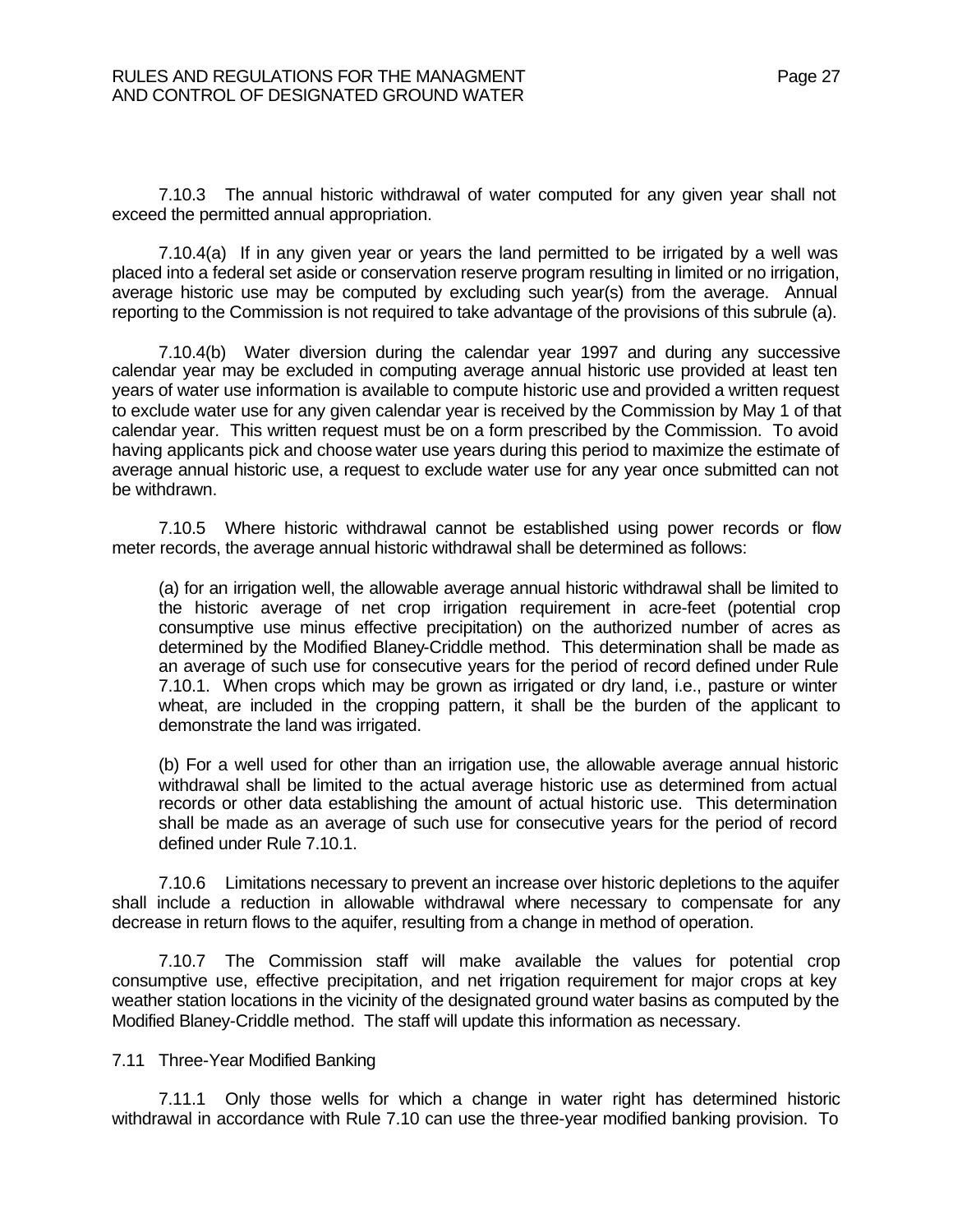7.10.3 The annual historic withdrawal of water computed for any given year shall not exceed the permitted annual appropriation.

7.10.4(a) If in any given year or years the land permitted to be irrigated by a well was placed into a federal set aside or conservation reserve program resulting in limited or no irrigation, average historic use may be computed by excluding such year(s) from the average. Annual reporting to the Commission is not required to take advantage of the provisions of this subrule (a).

7.10.4(b) Water diversion during the calendar year 1997 and during any successive calendar year may be excluded in computing average annual historic use provided at least ten years of water use information is available to compute historic use and provided a written request to exclude water use for any given calendar year is received by the Commission by May 1 of that calendar year. This written request must be on a form prescribed by the Commission. To avoid having applicants pick and choose water use years during this period to maximize the estimate of average annual historic use, a request to exclude water use for any year once submitted can not be withdrawn.

7.10.5 Where historic withdrawal cannot be established using power records or flow meter records, the average annual historic withdrawal shall be determined as follows:

(a) for an irrigation well, the allowable average annual historic withdrawal shall be limited to the historic average of net crop irrigation requirement in acre-feet (potential crop consumptive use minus effective precipitation) on the authorized number of acres as determined by the Modified Blaney-Criddle method. This determination shall be made as an average of such use for consecutive years for the period of record defined under Rule 7.10.1. When crops which may be grown as irrigated or dry land, i.e., pasture or winter wheat, are included in the cropping pattern, it shall be the burden of the applicant to demonstrate the land was irrigated.

(b) For a well used for other than an irrigation use, the allowable average annual historic withdrawal shall be limited to the actual average historic use as determined from actual records or other data establishing the amount of actual historic use. This determination shall be made as an average of such use for consecutive years for the period of record defined under Rule 7.10.1.

7.10.6 Limitations necessary to prevent an increase over historic depletions to the aquifer shall include a reduction in allowable withdrawal where necessary to compensate for any decrease in return flows to the aquifer, resulting from a change in method of operation.

7.10.7 The Commission staff will make available the values for potential crop consumptive use, effective precipitation, and net irrigation requirement for major crops at key weather station locations in the vicinity of the designated ground water basins as computed by the Modified Blaney-Criddle method. The staff will update this information as necessary.

7.11 Three-Year Modified Banking

7.11.1 Only those wells for which a change in water right has determined historic withdrawal in accordance with Rule 7.10 can use the three-year modified banking provision. To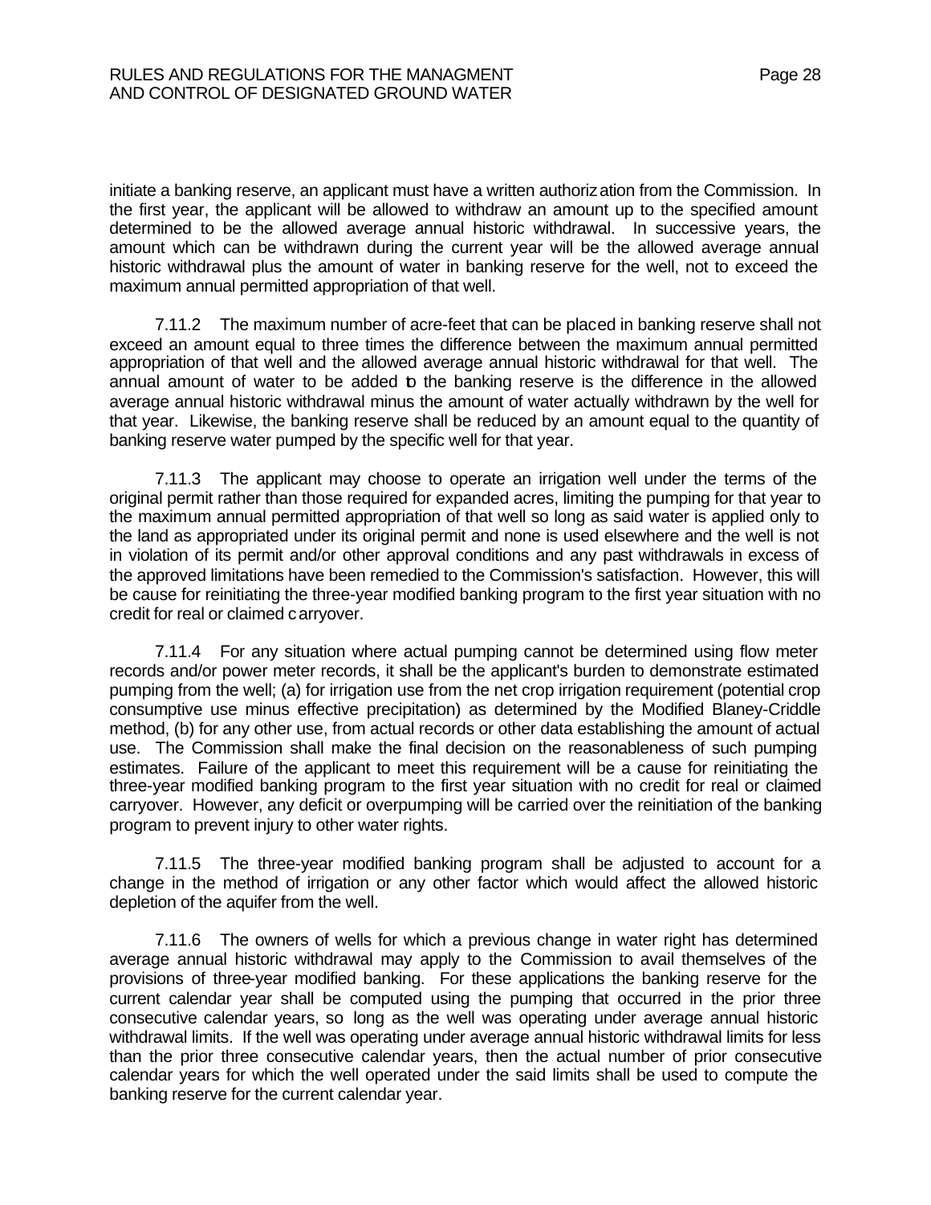initiate a banking reserve, an applicant must have a written authorization from the Commission. In the first year, the applicant will be allowed to withdraw an amount up to the specified amount determined to be the allowed average annual historic withdrawal. In successive years, the amount which can be withdrawn during the current year will be the allowed average annual historic withdrawal plus the amount of water in banking reserve for the well, not to exceed the maximum annual permitted appropriation of that well.

7.11.2 The maximum number of acre-feet that can be placed in banking reserve shall not exceed an amount equal to three times the difference between the maximum annual permitted appropriation of that well and the allowed average annual historic withdrawal for that well. The annual amount of water to be added to the banking reserve is the difference in the allowed average annual historic withdrawal minus the amount of water actually withdrawn by the well for that year. Likewise, the banking reserve shall be reduced by an amount equal to the quantity of banking reserve water pumped by the specific well for that year.

7.11.3 The applicant may choose to operate an irrigation well under the terms of the original permit rather than those required for expanded acres, limiting the pumping for that year to the maximum annual permitted appropriation of that well so long as said water is applied only to the land as appropriated under its original permit and none is used elsewhere and the well is not in violation of its permit and/or other approval conditions and any past withdrawals in excess of the approved limitations have been remedied to the Commission's satisfaction. However, this will be cause for reinitiating the three-year modified banking program to the first year situation with no credit for real or claimed carryover.

7.11.4 For any situation where actual pumping cannot be determined using flow meter records and/or power meter records, it shall be the applicant's burden to demonstrate estimated pumping from the well; (a) for irrigation use from the net crop irrigation requirement (potential crop consumptive use minus effective precipitation) as determined by the Modified Blaney-Criddle method, (b) for any other use, from actual records or other data establishing the amount of actual use. The Commission shall make the final decision on the reasonableness of such pumping estimates. Failure of the applicant to meet this requirement will be a cause for reinitiating the three-year modified banking program to the first year situation with no credit for real or claimed carryover. However, any deficit or overpumping will be carried over the reinitiation of the banking program to prevent injury to other water rights.

7.11.5 The three-year modified banking program shall be adjusted to account for a change in the method of irrigation or any other factor which would affect the allowed historic depletion of the aquifer from the well.

7.11.6 The owners of wells for which a previous change in water right has determined average annual historic withdrawal may apply to the Commission to avail themselves of the provisions of three-year modified banking. For these applications the banking reserve for the current calendar year shall be computed using the pumping that occurred in the prior three consecutive calendar years, so long as the well was operating under average annual historic withdrawal limits. If the well was operating under average annual historic withdrawal limits for less than the prior three consecutive calendar years, then the actual number of prior consecutive calendar years for which the well operated under the said limits shall be used to compute the banking reserve for the current calendar year.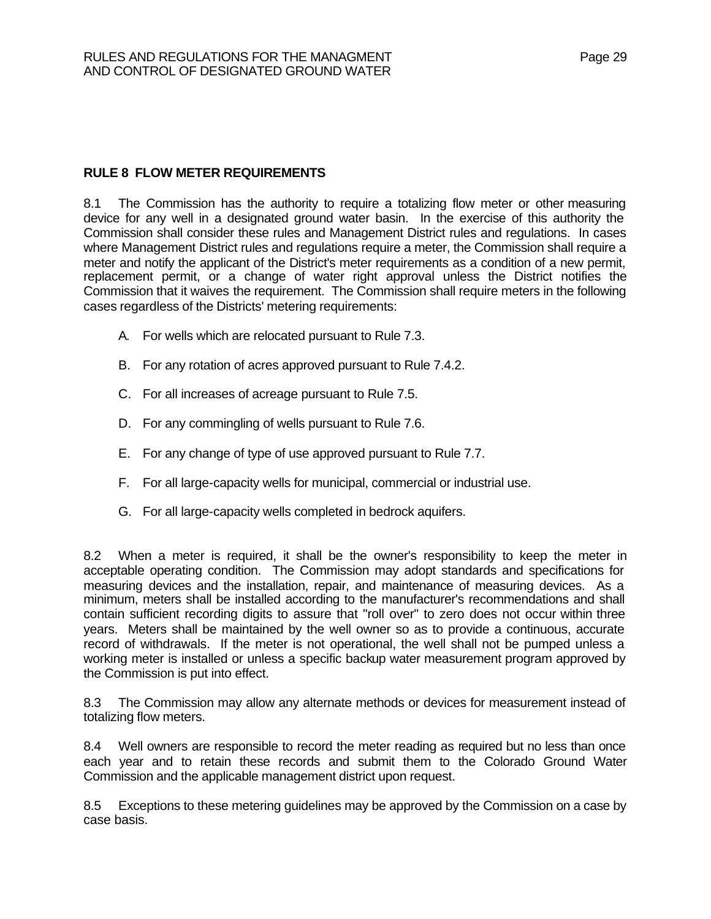## RULE 8 FLOW METER REQUIREMENTS

8.1 The Commission has the authority to require a totalizing flow meter or other measuring device for any well in a designated ground water basin. In the exercise of this authority the Commission shall consider these rules and Management District rules and regulations. In cases where Management District rules and regulations require a meter, the Commission shall require a meter and notify the applicant of the District's meter requirements as a condition of a new permit, replacement permit, or a change of water right approval unless the District notifies the Commission that it waives the requirement. The Commission shall require meters in the following cases regardless of the Districts' metering requirements:

A. For wells which are relocated pursuant to Rule 7.3.

B. For any rotation of acres approved pursuant to Rule 7.4.2.

C. For all increases of acreage pursuant to Rule 7.5.

D. For any commingling of wells pursuant to Rule 7.6.

E. For any change of type of use approved pursuant to Rule 7.7.

F. For all large-capacity wells for municipal, commercial or industrial use.

G. For all large-capacity wells completed in bedrock aquifers.

8.2 When a meter is required, it shall be the owner's responsibility to keep the meter in acceptable operating condition. The Commission may adopt standards and specifications for measuring devices and the installation, repair, and maintenance of measuring devices. As a minimum, meters shall be installed according to the manufacturer's recommendations and shall contain sufficient recording digits to assure that "roll over" to zero does not occur within three years. Meters shall be maintained by the well owner so as to provide a continuous, accurate record of withdrawals. If the meter is not operational, the well shall not be pumped unless a working meter is installed or unless a specific backup water measurement program approved by the Commission is put into effect.

8.3 The Commission may allow any alternate methods or devices for measurement instead of totalizing flow meters.

8.4 Well owners are responsible to record the meter reading as required but no less than once each year and to retain these records and submit them to the Colorado Ground Water Commission and the applicable management district upon request.

8.5 Exceptions to these metering guidelines may be approved by the Commission on a case by case basis.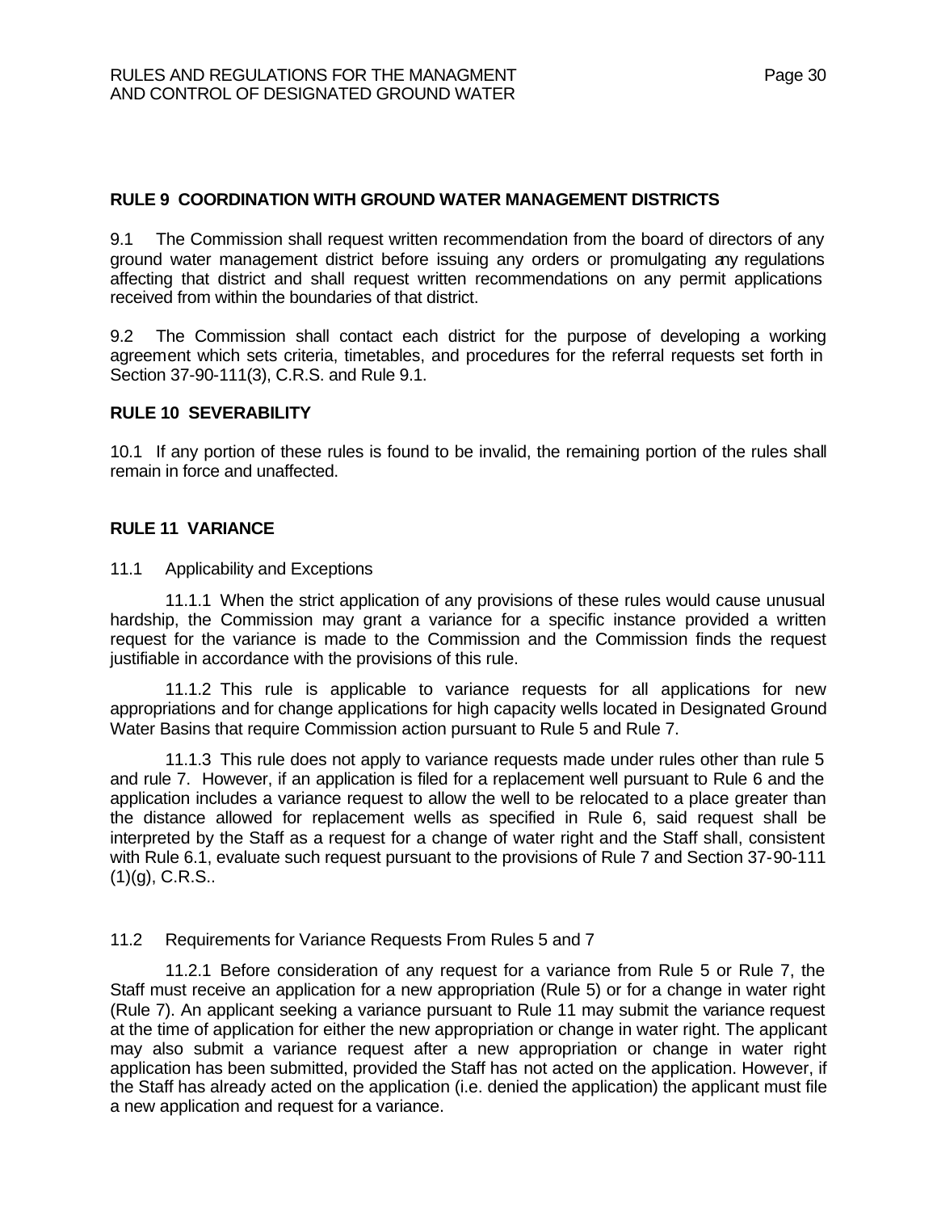## RULE 9 COORDINATION WITH GROUND WATER MANAGEMENT DISTRICTS

9.1 The Commission shall request written recommendation from the board of directors of any ground water management district before issuing any orders or promulgating any regulations affecting that district and shall request written recommendations on any permit applications received from within the boundaries of that district.

9.2 The Commission shall contact each district for the purpose of developing a working agreement which sets criteria, timetables, and procedures for the referral requests set forth in Section 37-90-111(3), C.R.S. and Rule 9.1.

## RULE 10 SEVERABILITY

10.1 If any portion of these rules is found to be invalid, the remaining portion of the rules shall remain in force and unaffected.

## RULE 11 VARIANCE

11.1 Applicability and Exceptions

11.1.1 When the strict application of any provisions of these rules would cause unusual hardship, the Commission may grant a variance for a specific instance provided a written request for the variance is made to the Commission and the Commission finds the request justifiable in accordance with the provisions of this rule.

11.1.2 This rule is applicable to variance requests for all applications for new appropriations and for change applications for high capacity wells located in Designated Ground Water Basins that require Commission action pursuant to Rule 5 and Rule 7.

11.1.3 This rule does not apply to variance requests made under rules other than rule 5 and rule 7. However, if an application is filed for a replacement well pursuant to Rule 6 and the application includes a variance request to allow the well to be relocated to a place greater than the distance allowed for replacement wells as specified in Rule 6, said request shall be interpreted by the Staff as a request for a change of water right and the Staff shall, consistent with Rule 6.1, evaluate such request pursuant to the provisions of Rule 7 and Section 37-90-111 (1)(g), C.R.S..

11.2 Requirements for Variance Requests From Rules 5 and 7

11.2.1 Before consideration of any request for a variance from Rule 5 or Rule 7, the Staff must receive an application for a new appropriation (Rule 5) or for a change in water right (Rule 7). An applicant seeking a variance pursuant to Rule 11 may submit the variance request at the time of application for either the new appropriation or change in water right. The applicant may also submit a variance request after a new appropriation or change in water right application has been submitted, provided the Staff has not acted on the application. However, if the Staff has already acted on the application (i.e. denied the application) the applicant must file a new application and request for a variance.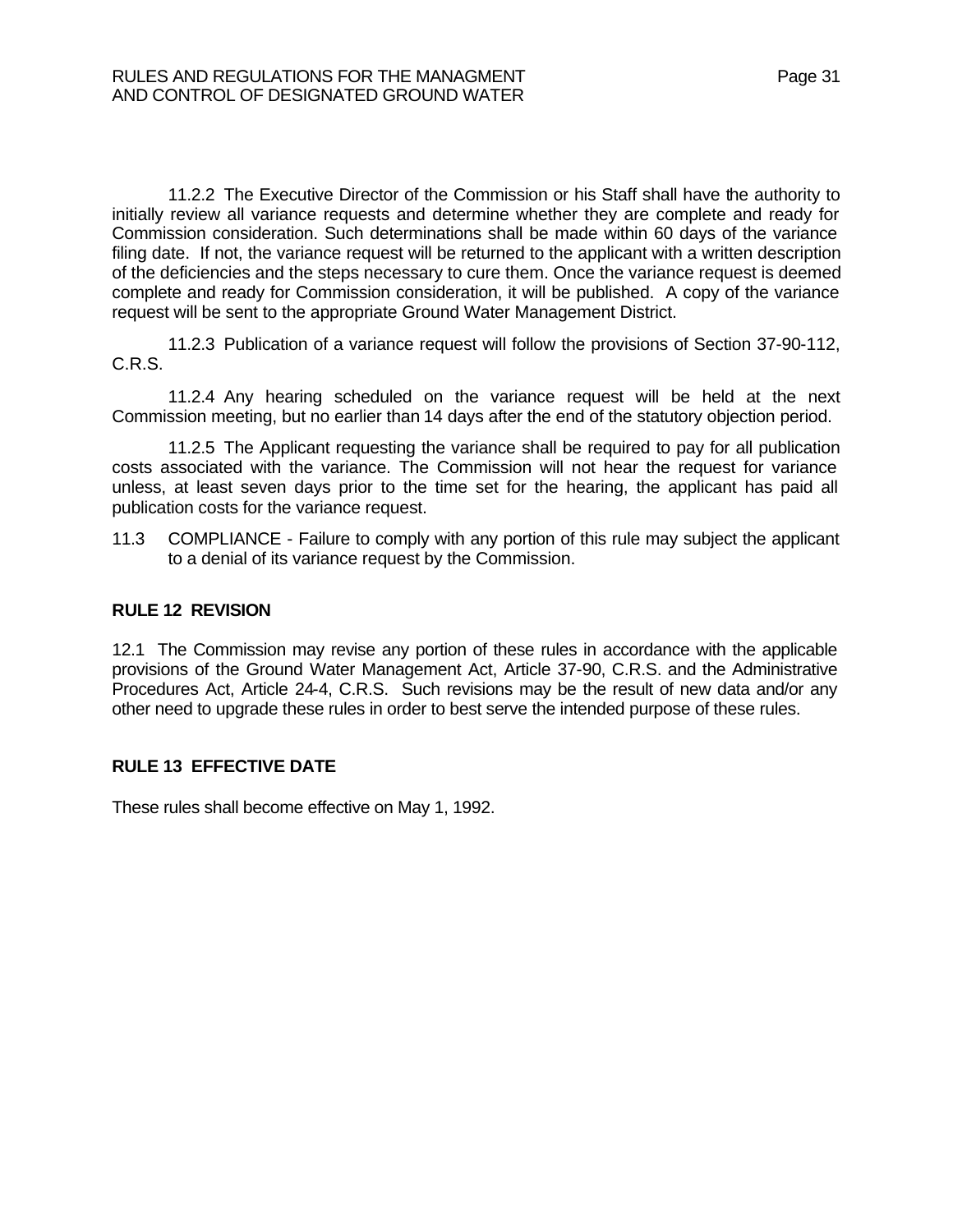11.2.2 The Executive Director of the Commission or his Staff shall have the authority to initially review all variance requests and determine whether they are complete and ready for Commission consideration. Such determinations shall be made within 60 days of the variance filing date. If not, the variance request will be returned to the applicant with a written description of the deficiencies and the steps necessary to cure them. Once the variance request is deemed complete and ready for Commission consideration, it will be published. A copy of the variance request will be sent to the appropriate Ground Water Management District.

11.2.3 Publication of a variance request will follow the provisions of Section 37-90-112, C.R.S.

11.2.4 Any hearing scheduled on the variance request will be held at the next Commission meeting, but no earlier than 14 days after the end of the statutory objection period.

11.2.5 The Applicant requesting the variance shall be required to pay for all publication costs associated with the variance. The Commission will not hear the request for variance unless, at least seven days prior to the time set for the hearing, the applicant has paid all publication costs for the variance request.

11.3 COMPLIANCE - Failure to comply with any portion of this rule may subject the applicant to a denial of its variance request by the Commission.

## RULE 12 REVISION

12.1 The Commission may revise any portion of these rules in accordance with the applicable provisions of the Ground Water Management Act, Article 37-90, C.R.S. and the Administrative Procedures Act, Article 24-4, C.R.S. Such revisions may be the result of new data and/or any other need to upgrade these rules in order to best serve the intended purpose of these rules.

## RULE 13 EFFECTIVE DATE

These rules shall become effective on May 1, 1992.